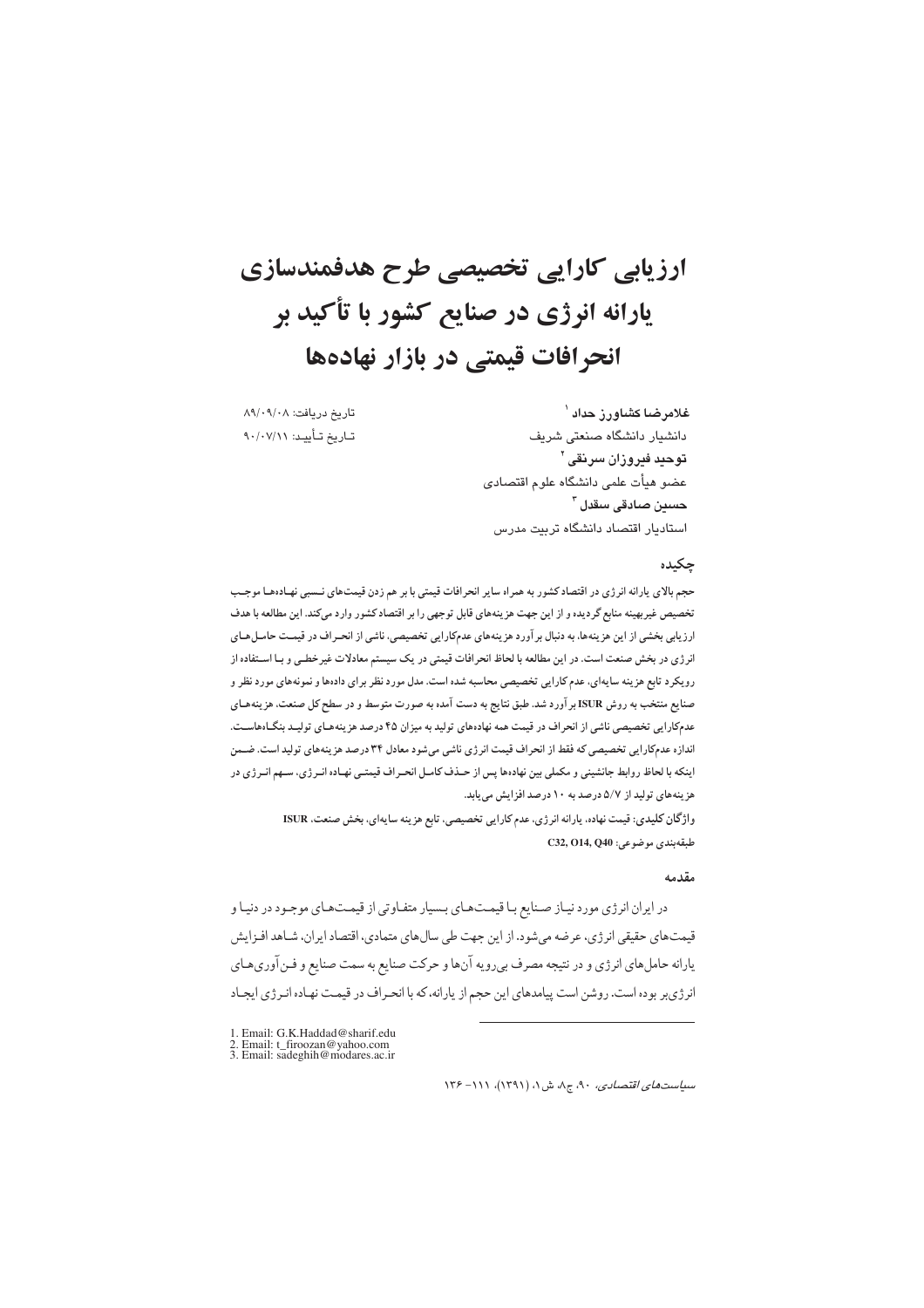# ارزیابی کارایی تخصیصی طرح هدفمندسازی یارانه انرژی در صنایع کشور با تأکید بر انحرافات قیمتی در بازار نهاده‌ها

تاریخ دریافت: ۸۹/۰۹/۰۸
تاریخ تأیید: ۹۰/۰۷/۱۱

**غلامرضا کشاورز حداد** [1]
دانشیار دانشگاه صنعتی شریف
**توحید فیروزان سرنقی** [2]
عضو هیأت علمی دانشگاه علوم اقتصادی
**حسین صادقی سقدل** [3]
استادیار اقتصاد دانشگاه تربیت مدرس

## چکیده

حجم بالای یارانه انرژی در اقتصاد کشور به همراه سایر انحرافات قیمتی با بر هم زدن قیمت‌های نسبی نهاده‌ها موجب تخصیص غیربهینه منابع گردیده و از این جهت هزینه‌های قابل توجهی را بر اقتصاد کشور وارد می‌کند. این مطالعه با هدف ارزیابی بخشی از این هزینه‌ها، به دنبال برآورد هزینه‌های عدم‌کارایی تخصیصی، ناشی از انحراف در قیمت حامل‌های انرژی در بخش صنعت است. در این مطالعه با لحاظ انحرافات قیمتی در یک سیستم معادلات غیرخطی و با استفاده از رویکرد تابع هزینه سایه‌ای، عدم کارایی تخصیصی محاسبه شده است. مدل مورد نظر برای داده‌ها و نمونه‌های مورد نظر و صنایع منتخب به روش ISUR برآورد شد. طبق نتایج به دست آمده به صورت متوسط و در سطح کل صنعت، هزینه‌های عدم‌کارایی تخصیصی ناشی از انحراف در قیمت همه نهاده‌های تولید به میزان ۴۵ درصد هزینه‌های تولید بنگاه‌هاست. اندازه عدم‌کارایی تخصیصی که فقط از انحراف قیمت انرژی ناشی می‌شود معادل ۳۴ درصد هزینه‌های تولید است. ضمن اینکه با لحاظ روابط جانشینی و مکملی بین نهاده‌ها پس از حذف کامل انحراف قیمتی نهاده انرژی، سهم انرژی در هزینه‌های تولید از ۵/۷ درصد به ۱۰ درصد افزایش می‌یابد.

**واژگان کلیدی:** قیمت نهاده، یارانه انرژی، عدم کارایی تخصیصی، تابع هزینه سایه‌ای، بخش صنعت، ISUR

طبقه‌بندی موضوعی: C32, O14, Q40

## مقدمه

در ایران انرژی مورد نیاز صنایع با قیمت‌های بسیار متفاوتی از قیمت‌های موجود در دنیا و قیمت‌های حقیقی انرژی، عرضه می‌شود. از این جهت طی سال‌های متمادی، اقتصاد ایران، شاهد افزایش یارانه حامل‌های انرژی و در نتیجه مصرف بی‌رویه آن‌ها و حرکت صنایع به سمت صنایع و فن‌آوری‌های انرژی‌بر بوده است. روشن است پیامدهای این حجم از یارانه، که با انحراف در قیمت نهاده انرژی ایجاد

---

1. Email: G.K.Haddad@sharif.edu
2. Email: t_firoozan@yahoo.com
3. Email: sadeghih@modares.ac.ir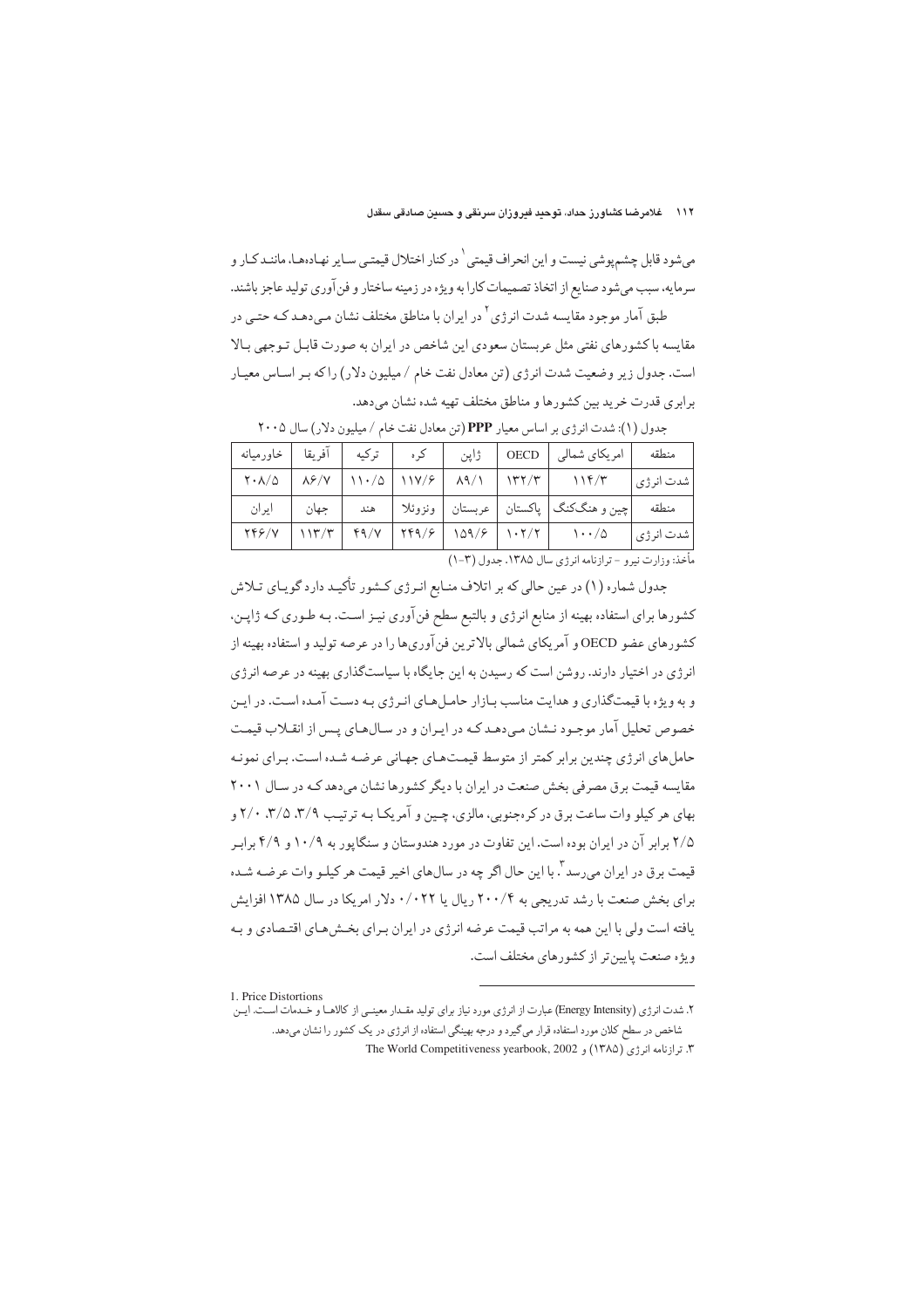می‌شود قابل چشم‌پوشی نیست و این انحراف قیمتی[1] در کنار اختلال قیمتی سایر نهاده‌ها، مانند کار و سرمایه، سبب می‌شود صنایع از اتخاذ تصمیمات کارا به ویژه در زمینه ساختار و فن‌آوری تولید عاجز باشند.

طبق آمار موجود مقایسه شدت انرژی[2] در ایران با مناطق مختلف نشان می‌دهد که حتی در مقایسه با کشورهای نفتی مثل عربستان سعودی این شاخص در ایران به صورت قابل توجهی بالا است. جدول زیر وضعیت شدت انرژی (تن معادل نفت خام / میلیون دلار) را که بر اساس معیار برابری قدرت خرید بین کشورها و مناطق مختلف تهیه شده نشان می‌دهد.

جدول (۱): شدت انرژی بر اساس معیار **PPP** (تن معادل نفت خام / میلیون دلار) سال ۲۰۰۵

| منطقه | امریکای شمالی | OECD | ژاپن | کره | ترکیه | آفریقا | خاورمیانه |
|---|---|---|---|---|---|---|---|
| شدت انرژی | ۱۱۴/۳ | ۱۳۲/۳ | ۸۹/۱ | ۱۱۷/۶ | ۱۱۰/۵ | ۸۶/۷ | ۲۰۸/۵ |
| منطقه | چین و هنگ‌کنگ | پاکستان | عربستان | ونزوئلا | هند | جهان | ایران |
| شدت انرژی | ۱۰۰/۵ | ۱۰۲/۲ | ۱۵۹/۶ | ۲۴۹/۶ | ۴۹/۷ | ۱۱۳/۳ | ۲۴۶/۷ |

مأخذ: وزارت نیرو - ترازنامه انرژی سال ۱۳۸۵، جدول (۳-۱)

جدول شماره (۱) در عین حالی که بر اتلاف منابع انرژی کشور تأکید دارد گویای تلاش کشورها برای استفاده بهینه از منابع انرژی و بالتبع سطح فن‌آوری نیز است. به طوری که ژاپن، کشورهای عضو OECD و آمریکای شمالی بالاترین فن‌آوری‌ها را در عرصه تولید و استفاده بهینه از انرژی در اختیار دارند. روشن است که رسیدن به این جایگاه با سیاستگذاری بهینه در عرصه انرژی و به ویژه با قیمت‌گذاری و هدایت مناسب بازار حامل‌های انرژی به دست آمده است. در این خصوص تحلیل آمار موجود نشان می‌دهد که در ایران و در سال‌های پس از انقلاب قیمت حامل‌های انرژی چندین برابر کمتر از متوسط قیمت‌های جهانی عرضه شده است. برای نمونه مقایسه قیمت برق مصرفی بخش صنعت در ایران با دیگر کشورها نشان می‌دهد که در سال ۲۰۰۱ بهای هر کیلو وات ساعت برق در کره‌جنوبی، مالزی، چین و آمریکا به ترتیب ۳/۹، ۳/۵، ۲/۰ و ۲/۵ برابر آن در ایران بوده است. این تفاوت در مورد هندوستان و سنگاپور به ۱۰/۹ و ۴/۹ برابر قیمت برق در ایران می‌رسد[3]. با این حال اگر چه در سال‌های اخیر قیمت هر کیلو وات عرضه شده برای بخش صنعت با رشد تدریجی به ۲۰۰/۴ ریال یا ۰/۰۲۲ دلار امریکا در سال ۱۳۸۵ افزایش یافته است ولی با این همه به مراتب قیمت عرضه انرژی در ایران برای بخش‌های اقتصادی و به ویژه صنعت پایین‌تر از کشورهای مختلف است.

---

1. Price Distortions

۲. شدت انرژی (Energy Intensity) عبارت از انرژی مورد نیاز برای تولید مقدار معینی از کالاها و خدمات است. این شاخص در سطح کلان مورد استفاده قرار می‌گیرد و درجه بهینگی استفاده از انرژی در یک کشور را نشان می‌دهد.

۳. ترازنامه انرژی (۱۳۸۵) و The World Competitiveness yearbook, 2002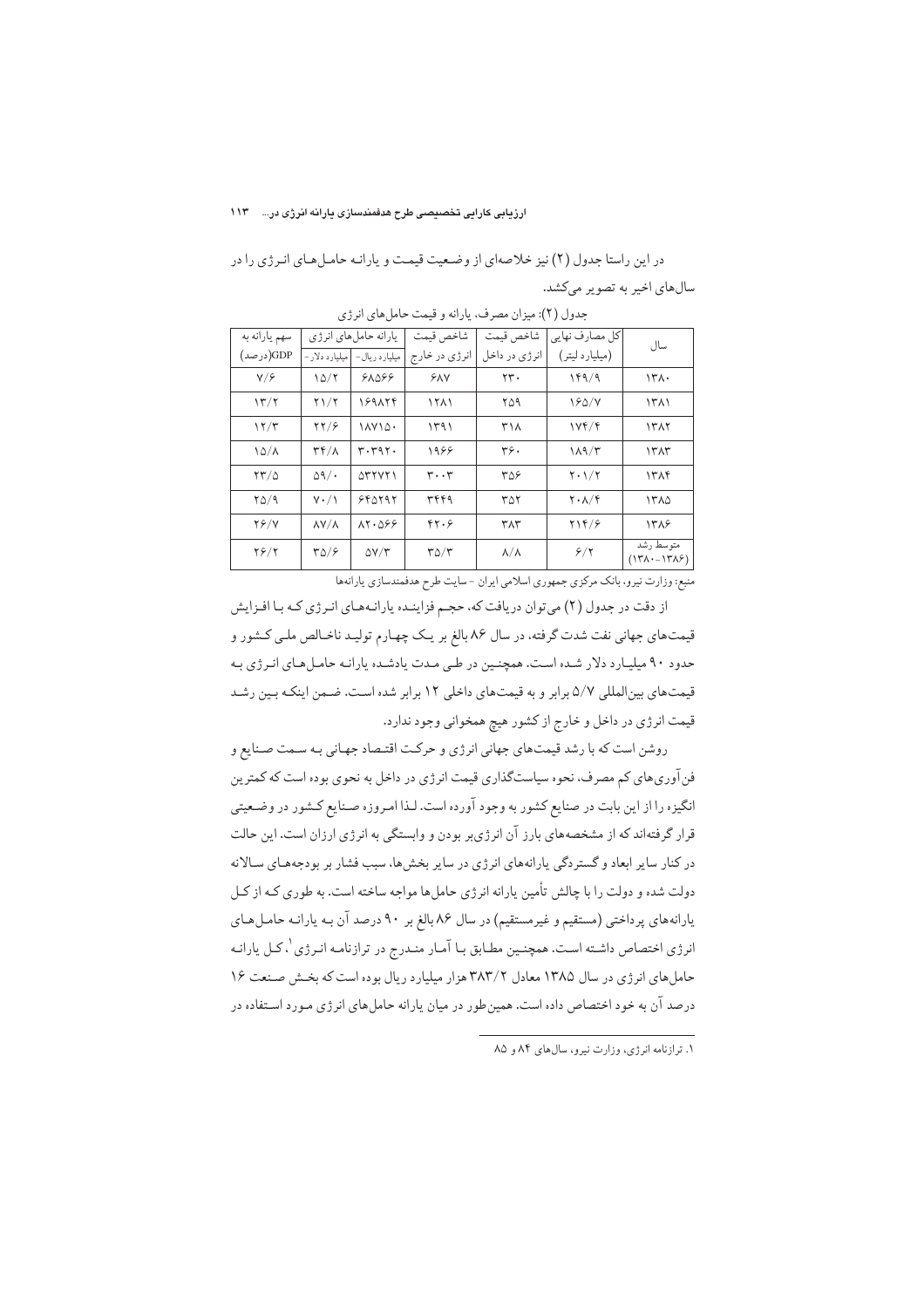در این راستا جدول (۲) نیز خلاصه‌ای از وضعیت قیمت و یارانه حامل‌های انرژی را در سال‌های اخیر به تصویر می‌کشد.

جدول (۲): میزان مصرف، یارانه و قیمت حامل‌های انرژی

| سال | کل مصارف نهایی (میلیارد لیتر) | شاخص قیمت انرژی در داخل | شاخص قیمت انرژی در خارج | یارانه حامل‌های انرژی | | سهم یارانه به GDP(درصد) |
|---|---|---|---|---|---|---|
| | | | | میلیارد ریال- | میلیارد دلار- | |
| ۱۳۸۰ | ۱۴۹/۹ | ۲۳۰ | ۶۸۷ | ۶۸۵۶۶ | ۱۵/۲ | ۷/۶ |
| ۱۳۸۱ | ۱۶۵/۷ | ۲۵۹ | ۱۲۸۱ | ۱۶۹۸۲۴ | ۲۱/۲ | ۱۳/۲ |
| ۱۳۸۲ | ۱۷۴/۴ | ۳۱۸ | ۱۳۹۱ | ۱۸۷۱۵۰ | ۲۲/۶ | ۱۲/۳ |
| ۱۳۸۳ | ۱۸۹/۳ | ۳۶۰ | ۱۹۶۶ | ۳۰۳۹۲۰ | ۳۴/۸ | ۱۵/۸ |
| ۱۳۸۴ | ۲۰۱/۲ | ۳۵۶ | ۳۰۰۳ | ۵۳۲۷۲۱ | ۵۹/۰ | ۲۳/۵ |
| ۱۳۸۵ | ۲۰۸/۴ | ۳۵۲ | ۳۴۴۹ | ۶۴۵۲۹۲ | ۷۰/۱ | ۲۵/۹ |
| ۱۳۸۶ | ۲۱۴/۶ | ۳۸۳ | ۴۲۰۶ | ۸۲۰۵۶۶ | ۸۷/۸ | ۲۶/۷ |
| متوسط رشد (۱۳۸۰-۱۳۸۶) | ۶/۲ | ۸/۸ | ۳۵/۳ | ۵۷/۳ | ۳۵/۶ | ۲۶/۲ |

منبع: وزارت نیرو، بانک مرکزی جمهوری اسلامی ایران - سایت طرح هدفمندسازی یارانه‌ها

از دقت در جدول (۲) می‌توان دریافت که، حجم فزاینده یارانه‌های انرژی که با افزایش قیمت‌های جهانی نفت شدت گرفته، در سال ۸۶ بالغ بر یک چهارم تولید ناخالص ملی کشور و حدود ۹۰ میلیارد دلار شده است. همچنین در طی مدت یادشده یارانه حامل‌های انرژی به قیمت‌های بین‌المللی ۵/۷ برابر و به قیمت‌های داخلی ۱۲ برابر شده است. ضمن اینکه بین رشد قیمت انرژی در داخل و خارج از کشور هیچ همخوانی وجود ندارد.

روشن است که با رشد قیمت‌های جهانی انرژی و حرکت اقتصاد جهانی به سمت صنایع و فن‌آوری‌های کم مصرف، نحوه سیاستگذاری قیمت انرژی در داخل به نحوی بوده است که کمترین انگیزه را از این بابت در صنایع کشور به وجود آورده است. لذا امروزه صنایع کشور در وضعیتی قرار گرفته‌اند که از مشخصه‌های بارز آن انرژی‌بر بودن و وابستگی به انرژی ارزان است. این حالت در کنار سایر ابعاد و گستردگی یارانه‌های انرژی در سایر بخش‌ها، سبب فشار بر بودجه‌های سالانه دولت شده و دولت را با چالش تأمین یارانه انرژی حامل‌ها مواجه ساخته است. به طوری که از کل یارانه‌های پرداختی (مستقیم و غیرمستقیم) در سال ۸۶ بالغ بر ۹۰ درصد آن به یارانه حامل‌های انرژی اختصاص داشته است. همچنین مطابق با آمار مندرج در ترازنامه انرژی[۱]، کل یارانه حامل‌های انرژی در سال ۱۳۸۵ معادل ۳۸۳/۲ هزار میلیارد ریال بوده است که بخش صنعت ۱۶ درصد آن به خود اختصاص داده است. همین‌طور در میان یارانه حامل‌های انرژی مورد استفاده در

---

۱. ترازنامه انرژی، وزارت نیرو، سال‌های ۸۴ و ۸۵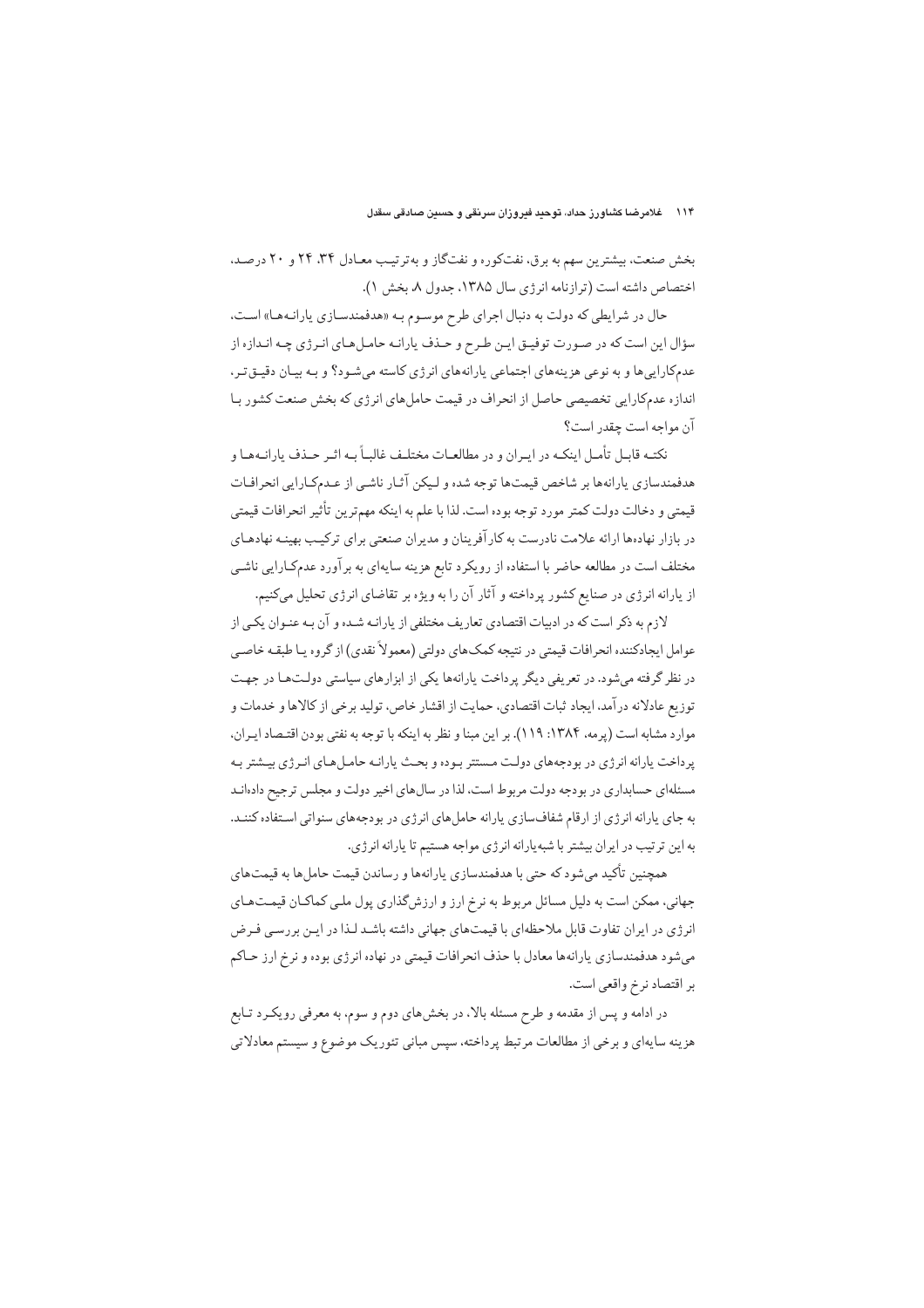بخش صنعت، بیشترین سهم به برق، نفت‌کوره و نفت‌گاز و به‌ترتیب معادل ۳۴، ۲۴ و ۲۰ درصد، اختصاص داشته است (ترازنامه انرژی سال ۱۳۸۵، جدول ۸، بخش ۱).

حال در شرایطی که دولت به دنبال اجرای طرح موسوم به «هدفمندسازی یارانه‌ها» است، سؤال این است که در صورت توفیق این طرح و حذف یارانه حامل‌های انرژی چه اندازه از عدم‌کارایی‌ها و به نوعی هزینه‌های اجتماعی یارانه‌های انرژی کاسته می‌شود؟ و به بیان دقیق‌تر، اندازه عدم‌کارایی تخصیصی حاصل از انحراف در قیمت حامل‌های انرژی که بخش صنعت کشور با آن مواجه است چقدر است؟

نکته قابل تأمل اینکه در ایران و در مطالعات مختلف غالباً به اثر حذف یارانه‌ها و هدفمندسازی یارانه‌ها بر شاخص قیمت‌ها توجه شده و لیکن آثار ناشی از عدم‌کارایی انحرافات قیمتی و دخالت دولت کمتر مورد توجه بوده است. لذا با علم به اینکه مهم‌ترین تأثیر انحرافات قیمتی در بازار نهاده‌ها ارائه علامت نادرست به کارآفرینان و مدیران صنعتی برای ترکیب بهینه نهاده‌های مختلف است در مطالعه حاضر با استفاده از رویکرد تابع هزینه سایه‌ای به برآورد عدم‌کارایی ناشی از یارانه انرژی در صنایع کشور پرداخته و آثار آن را به ویژه بر تقاضای انرژی تحلیل می‌کنیم.

لازم به ذکر است که در ادبیات اقتصادی تعاریف مختلفی از یارانه شده و آن به عنوان یکی از عوامل ایجادکننده انحرافات قیمتی در نتیجه کمک‌های دولتی (معمولاً نقدی) از گروه یا طبقه خاصی در نظر گرفته می‌شود. در تعریفی دیگر پرداخت یارانه‌ها یکی از ابزارهای سیاستی دولت‌ها در جهت توزیع عادلانه درآمد، ایجاد ثبات اقتصادی، حمایت از اقشار خاص، تولید برخی از کالاها و خدمات و موارد مشابه است (پرمه، ۱۳۸۴: ۱۱۹). بر این مبنا و نظر به اینکه با توجه به نفتی بودن اقتصاد ایران، پرداخت یارانه انرژی در بودجه‌های دولت مستتر بوده و بحث یارانه حامل‌های انرژی بیشتر به مسئله‌ای حسابداری در بودجه دولت مربوط است، لذا در سال‌های اخیر دولت و مجلس ترجیح داده‌اند به جای یارانه انرژی از ارقام شفاف‌سازی یارانه حامل‌های انرژی در بودجه‌های سنواتی استفاده کنند. به این ترتیب در ایران بیشتر با شبه‌یارانه انرژی مواجه هستیم تا یارانه انرژی.

همچنین تأکید می‌شود که حتی با هدفمندسازی یارانه‌ها و رساندن قیمت حامل‌ها به قیمت‌های جهانی، ممکن است به دلیل مسائل مربوط به نرخ ارز و ارزش‌گذاری پول ملی کماکان قیمت‌های انرژی در ایران تفاوت قابل ملاحظه‌ای با قیمت‌های جهانی داشته باشد لذا در این بررسی فرض می‌شود هدفمندسازی یارانه‌ها معادل با حذف انحرافات قیمتی در نهاده انرژی بوده و نرخ ارز حاکم بر اقتصاد نرخ واقعی است.

در ادامه و پس از مقدمه و طرح مسئله بالا، در بخش‌های دوم و سوم، به معرفی رویکرد تابع هزینه سایه‌ای و برخی از مطالعات مرتبط پرداخته، سپس مبانی تئوریک موضوع و سیستم معادلاتی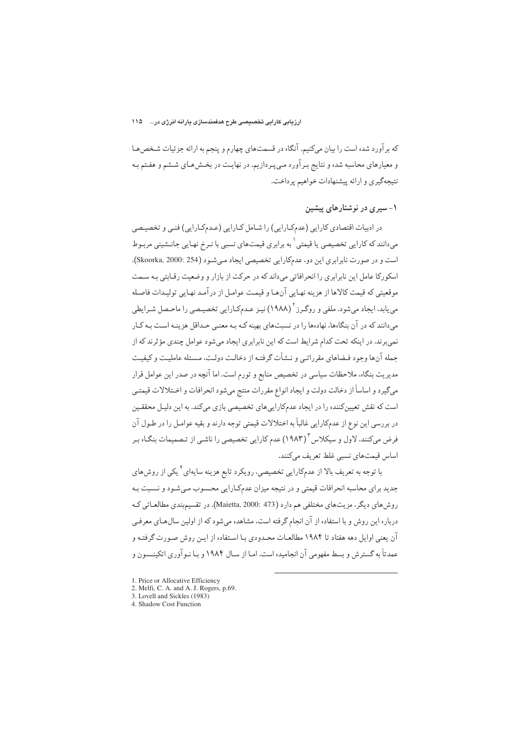که برآورد شده است را بیان می‌کنیم. آنگاه در قسمت‌های چهارم و پنجم به ارائه جزئیات شخص‌ها و معیارهای محاسبه شده و نتایج برآورد می‌پردازیم. در نهایت در بخش‌های ششم و هفتم به نتیجه‌گیری و ارائه پیشنهادات خواهیم پرداخت.

## ۱- سیری در نوشتارهای پیشین

در ادبیات اقتصادی کارایی (عدم‌کارایی) را شامل کارایی (عدم‌کارایی) فنی و تخصیصی می‌دانند که کارایی تخصیصی یا قیمتی[1] به برابری قیمت‌های نسبی با نرخ نهایی جانشینی مربوط است و در صورت نابرابری این دو، عدم‌کارایی تخصیصی ایجاد می‌شود (Skoorka, 2000: 254). اسکورکا عامل این نابرابری را انحرافاتی می‌داند که در حرکت از بازار و وضعیت رقابتی به سمت موقعیتی که قیمت کالاها از هزینه نهایی آن‌ها و قیمت عوامل از درآمد نهایی تولیدات فاصله می‌یابد، ایجاد می‌شود. ملفی و روگرز[2] (۱۹۸۸) نیز عدم‌کارایی تخصیصی را ماحصل شرایطی می‌دانند که در آن بنگاه‌ها، نهاده‌ها را در نسبت‌های بهینه که به معنی حداقل هزینه است به کار نمی‌برند. در اینکه تحت کدام شرایط است که این نابرابری ایجاد می‌شود عوامل چندی مؤثرند که از جمله آن‌ها وجود فضاهای مقرراتی و نشأت گرفته از دخالت دولت، مسئله عاملیت و کیفیت مدیریت بنگاه، ملاحظات سیاسی در تخصیص منابع و تورم است. اما آنچه در صدر این عوامل قرار می‌گیرد و اساساً از دخالت دولت و ایجاد انواع مقررات منتج می‌شود انحرافات و اختلالات قیمتی است که نقش تعیین‌کننده را در ایجاد عدم‌کارایی‌های تخصیصی بازی می‌کند. به این دلیل محققین در بررسی این نوع از عدم‌کارایی غالباً به اختلالات قیمتی توجه دارند و بقیه عوامل را در طول آن فرض می‌کنند. لاول و سیکلاس[3] (۱۹۸۳) عدم کارایی تخصیصی را ناشی از تصمیمات بنگاه بر اساس قیمت‌های نسبی غلط تعریف می‌کنند.

با توجه به تعریف بالا از عدم‌کارایی تخصیصی، رویکرد تابع هزینه سایه‌ای[4] یکی از روش‌های جدید برای محاسبه انحرافات قیمتی و در نتیجه میزان عدم‌کارایی محسوب می‌شود و نسبت به روش‌های دیگر، مزیت‌های مختلفی هم دارد (Maietta, 2000: 473). در تقسیم‌بندی مطالعاتی که درباره این روش و با استفاده از آن انجام گرفته است، مشاهده می‌شود که از اولین سال‌های معرفی آن یعنی اوایل دهه هفتاد تا ۱۹۸۴ مطالعات محدودی با استفاده از این روش صورت گرفته و عمدتاً به گسترش و بسط مفهومی آن انجامیده است. اما از سال ۱۹۸۴ و با نوآوری اتکینسون و

---

1. Price or Allocative Efficiency
2. Melfi, C. A. and A. J. Rogers, p.69.
3. Lovell and Sickles (1983)
4. Shadow Cost Function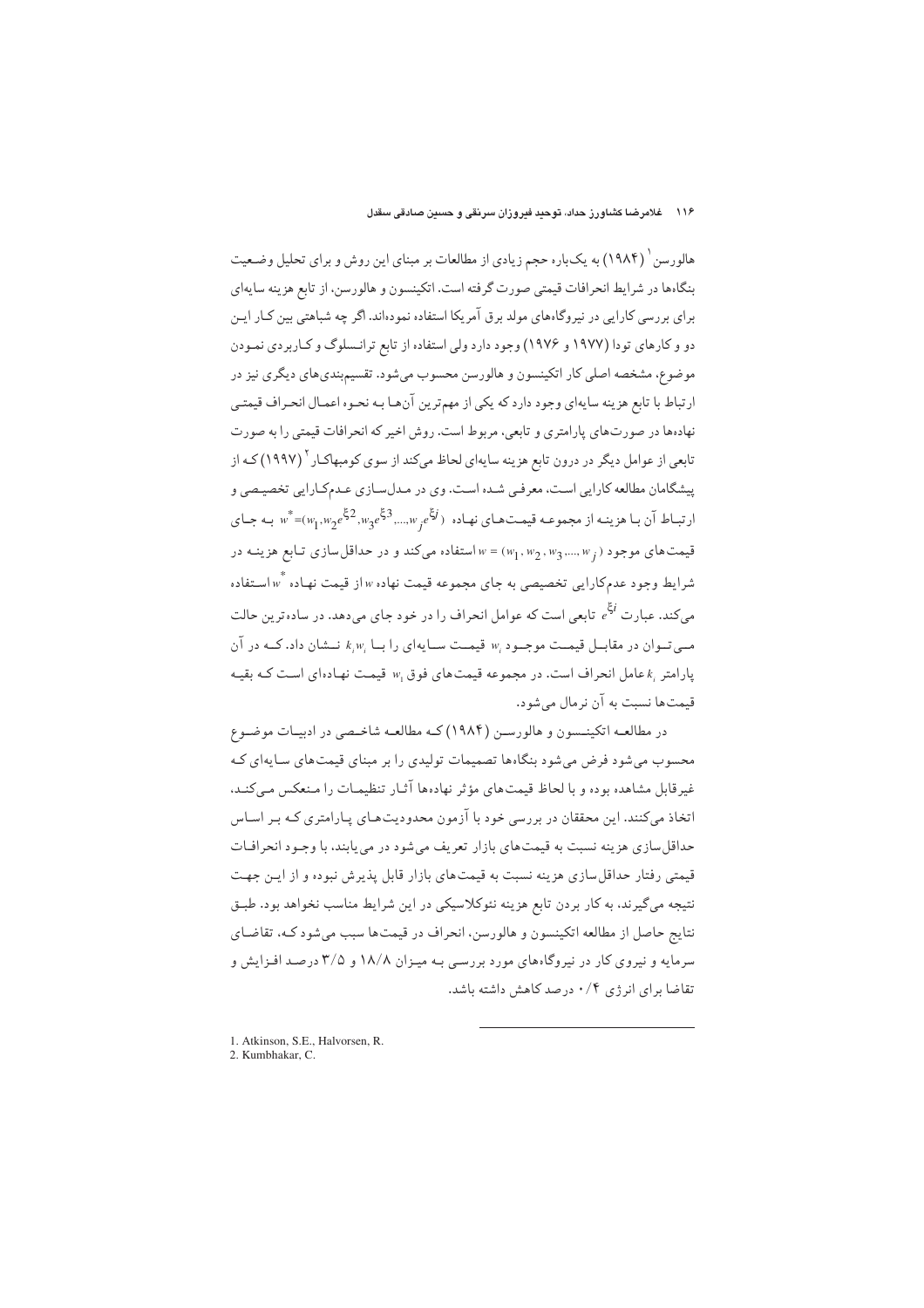هالورسن[1] (۱۹۸۴) به یک‌باره حجم زیادی از مطالعات بر مبنای این روش و برای تحلیل وضعیت بنگاه‌ها در شرایط انحرافات قیمتی صورت گرفته است. اتکینسون و هالورسن، از تابع هزینه سایه‌ای برای بررسی کارایی در نیروگاه‌های مولد برق آمریکا استفاده نموده‌اند. اگر چه شباهتی بین کـار ایـن دو و کارهای تودا (۱۹۷۷ و ۱۹۷۶) وجود دارد ولی استفاده از تابع ترانسلوگ و کاربردی نمودن موضوع، مشخصه اصلی کار اتکینسون و هالورسن محسوب می‌شود. تقسیم‌بندی‌های دیگری نیز در ارتباط با تابع هزینه سایه‌ای وجود دارد که یکی از مهم‌ترین آن‌ها به نحوه اعمال انحراف قیمتی نهاده‌ها در صورت‌های پارامتری و تابعی، مربوط است. روش اخیر که انحرافات قیمتی را به صورت تابعی از عوامل دیگر در درون تابع هزینه سایه‌ای لحاظ می‌کند از سوی کومبهاکار[2] (۱۹۹۷) که از پیشگامان مطالعه کارایی است، معرفی شده است. وی در مدل‌سازی عدم‌کارایی تخصیصی و ارتباط آن با هزینه از مجموعه قیمت‌های نهاده $w^*=(w_1, w_2e^{\xi_2}, w_3e^{\xi_3}, ..., w_je^{\xi_j})$ به جای قیمت‌های موجود $w=(w_1, w_2, w_3, ..., w_j)$ استفاده می‌کند و در حداقل‌سازی تابع هزینه در شرایط وجود عدم‌کارایی تخصیصی به جای مجموعه قیمت نهاده $w$ از قیمت نهاده $w^*$ استفاده می‌کند. عبارت $e^{\xi_i}$ تابعی است که عوامل انحراف را در خود جای می‌دهد. در ساده‌ترین حالت می‌توان در مقابل قیمت موجود $w_i$ قیمت سایه‌ای را با $k_iw_i$ نشان داد. که در آن پارامتر $k_i$ عامل انحراف است. در مجموعه قیمت‌های فوق $w_1$ قیمت نهاده‌ای است که بقیه قیمت‌ها نسبت به آن نرمال می‌شود.

در مطالعه اتکینسون و هالورسن (۱۹۸۴) که مطالعه شاخصی در ادبیات موضوع محسوب می‌شود فرض می‌شود بنگاه‌ها تصمیمات تولیدی را بر مبنای قیمت‌های سایه‌ای که غیرقابل مشاهده بوده و با لحاظ قیمت‌های مؤثر نهاده‌ها آثار تنظیمات را منعکس می‌کند، اتخاذ می‌کنند. این محققان در بررسی خود با آزمون محدودیت‌های پارامتری که بر اساس حداقل‌سازی هزینه نسبت به قیمت‌های بازار تعریف می‌شود در می‌یابند، با وجود انحرافات قیمتی رفتار حداقل‌سازی هزینه نسبت به قیمت‌های بازار قابل پذیرش نبوده و از این جهت نتیجه می‌گیرند، به کار بردن تابع هزینه نئوکلاسیکی در این شرایط مناسب نخواهد بود. طبق نتایج حاصل از مطالعه اتکینسون و هالورسن، انحراف در قیمت‌ها سبب می‌شود که، تقاضای سرمایه و نیروی کار در نیروگاه‌های مورد بررسی به میزان ۱۸/۸ و ۳/۵ درصد افزایش و تقاضا برای انرژی ۰/۴ درصد کاهش داشته باشد.

---

1. Atkinson, S.E., Halvorsen, R.
2. Kumbhakar, C.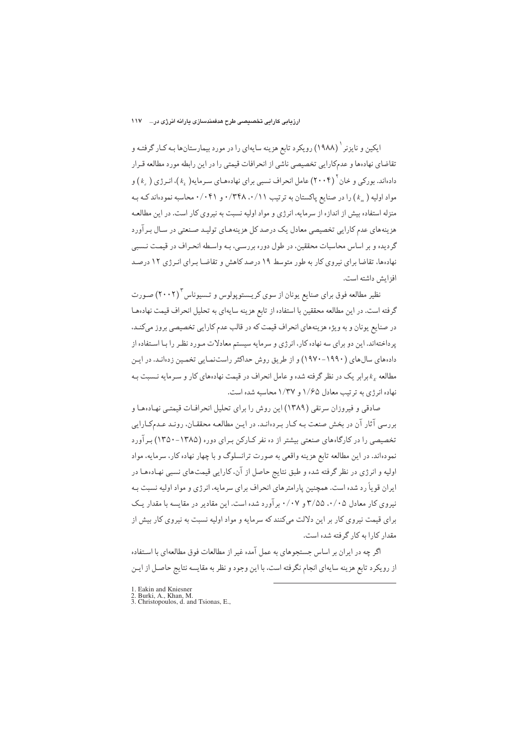ایکین و نایزنر[1] (۱۹۸۸) رویکرد تابع هزینه سایه‌ای را در مورد بیمارستان‌ها به کار گرفته و تقاضای نهاده‌ها و عدم‌کارایی تخصیصی ناشی از انحرافات قیمتی را در این رابطه مورد مطالعه قرار داده‌اند. بورکی و خان[2] (۲۰۰۴) عامل انحراف نسبی برای نهاده‌های سرمایه($k_k$)، انرژی ($k_e$) و مواد اولیه ($k_m$) را در صنایع پاکستان به ترتیب ۰/۱۱، ۰/۳۴۸ و ۰/۰۴۱ محاسبه نموده‌اند که به منزله استفاده بیش از اندازه از سرمایه، انرژی و مواد اولیه نسبت به نیروی کار است. در این مطالعه هزینه‌های عدم کارایی تخصیصی معادل یک درصد کل هزینه‌های تولید صنعتی در سال برآورد گردیده و بر اساس محاسبات محققین، در طول دوره بررسی، به واسطه انحراف در قیمت نسبی نهاده‌ها، تقاضا برای نیروی کار به طور متوسط ۱۹ درصد کاهش و تقاضا برای انرژی ۱۲ درصد افزایش داشته است.

نظیر مطالعه فوق برای صنایع یونان از سوی کریستوپولوس و تسیوناس[3] (۲۰۰۲) صورت گرفته است. در این مطالعه محققین با استفاده از تابع هزینه سایه‌ای به تحلیل انحراف قیمت نهاده‌ها در صنایع یونان و به ویژه هزینه‌های انحراف قیمت که در قالب عدم کارایی تخصیصی بروز می‌کند، پرداخته‌اند. این دو برای سه نهاده کار، انرژی و سرمایه سیستم معادلات مورد نظر را با استفاده از داده‌های سال‌های (۱۹۹۰-۱۹۷۰) و از طریق روش حداکثر راست‌نمایی تخمین زده‌اند. در این مطالعه $k_E$ برابر یک در نظر گرفته شده و عامل انحراف در قیمت نهاده‌های کار و سرمایه نسبت به نهاده انرژی به ترتیب معادل ۱/۶۵ و ۱/۳۷ محاسبه شده است.

صادقی و فیروزان سرنقی (۱۳۸۹) این روش را برای تحلیل انحرافات قیمتی نهاده‌ها و بررسی آثار آن در بخش صنعت به کار برده‌اند. در این مطالعه محققان، روند عدم‌کارایی تخصیصی را در کارگاه‌های صنعتی بیشتر از ده نفر کارکن برای دوره (۱۳۸۵-۱۳۵۰) برآورد نموده‌اند. در این مطالعه تابع هزینه واقعی به صورت ترانسلوگ و با چهار نهاده کار، سرمایه، مواد اولیه و انرژی در نظر گرفته شده و طبق نتایج حاصل از آن، کارایی قیمت‌های نسبی نهاده‌ها در ایران قویاً رد شده است. همچنین پارامترهای انحراف برای سرمایه، انرژی و مواد اولیه نسبت به نیروی کار معادل ۰/۰۵، ۳/۵۵ و ۰/۰۷ برآورد شده است. این مقادیر در مقایسه با مقدار یک برای قیمت نیروی کار بر این دلالت می‌کنند که سرمایه و مواد اولیه نسبت به نیروی کار بیش از مقدار کارا به کار گرفته شده است.

اگر چه در ایران بر اساس جستجوهای به عمل آمده غیر از مطالعات فوق مطالعه‌ای با استفاده از رویکرد تابع هزینه سایه‌ای انجام نگرفته است، با این وجود و نظر به مقایسه نتایج حاصل از این

---

1. Eakin and Kniesner
2. Burki, A., Khan, M.
3. Christopoulos, d. and Tsionas, E.,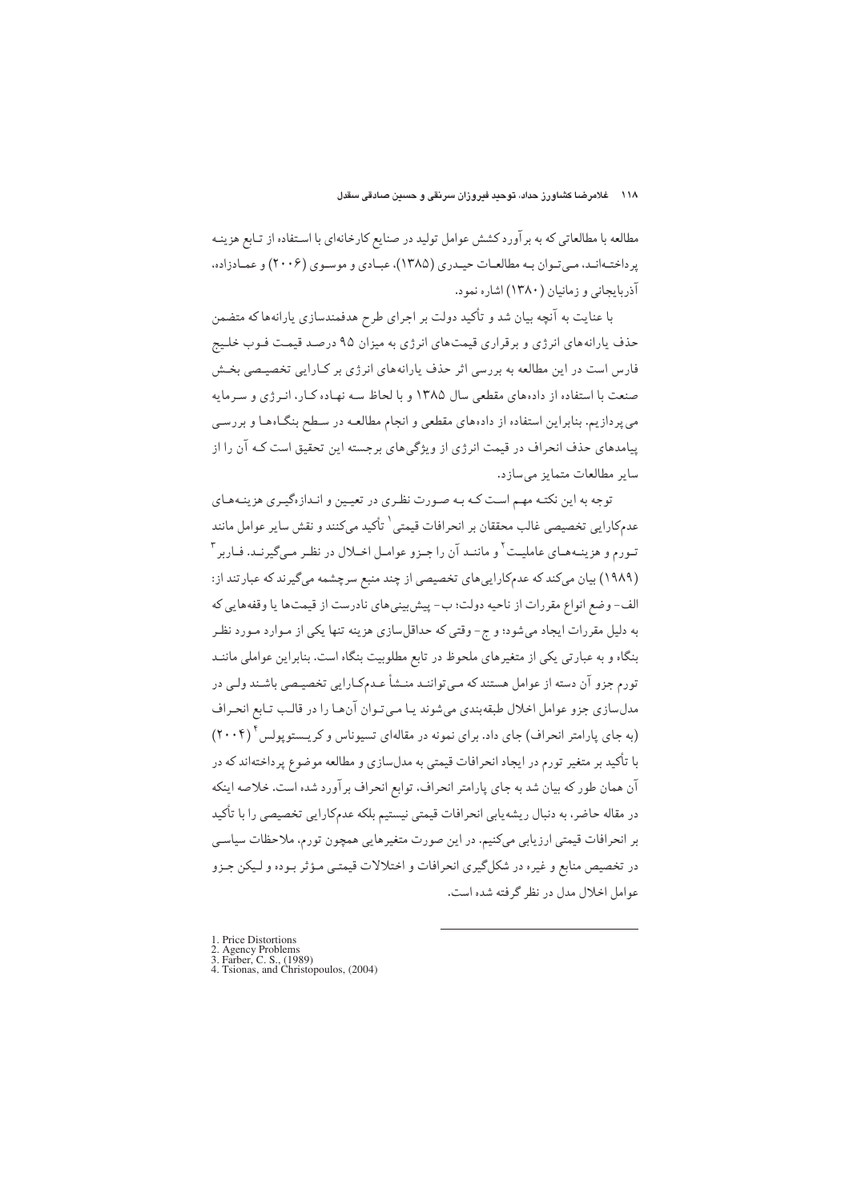مطالعه با مطالعاتی که به برآورد کشش عوامل تولید در صنایع کارخانه‌ای با استفاده از تابع هزینه پرداخته‌اند، می‌توان به مطالعات حیدری (۱۳۸۵)، عبادی و موسوی (۲۰۰۶) و عمادزاده، آذربایجانی و زمانیان (۱۳۸۰) اشاره نمود.

با عنایت به آنچه بیان شد و تأکید دولت بر اجرای طرح هدفمندسازی یارانه‌ها که متضمن حذف یارانه‌های انرژی و برقراری قیمت‌های انرژی به میزان ۹۵ درصد قیمت فوب خلیج فارس است در این مطالعه به بررسی اثر حذف یارانه‌های انرژی بر کارایی تخصیصی بخش صنعت با استفاده از داده‌های مقطعی سال ۱۳۸۵ و با لحاظ سه نهاده کار، انرژی و سرمایه می‌پردازیم. بنابراین استفاده از داده‌های مقطعی و انجام مطالعه در سطح بنگاه‌ها و بررسی پیامدهای حذف انحراف در قیمت انرژی از ویژگی‌های برجسته این تحقیق است که آن را از سایر مطالعات متمایز می‌سازد.

توجه به این نکته مهم است که به صورت نظری در تعیین و اندازه‌گیری هزینه‌های عدم‌کارایی تخصیصی غالب محققان بر انحرافات قیمتی[1] تأکید می‌کنند و نقش سایر عوامل مانند تورم و هزینه‌های عاملیت[2] و مانند آن را جزو عوامل اخلال در نظر می‌گیرند. فاربر[3] (۱۹۸۹) بیان می‌کند که عدم‌کارایی‌های تخصیصی از چند منبع سرچشمه می‌گیرند که عبارتند از: الف- وضع انواع مقررات از ناحیه دولت؛ ب- پیش‌بینی‌های نادرست از قیمت‌ها یا وقفه‌هایی که به دلیل مقررات ایجاد می‌شود؛ و ج- وقتی که حداقل‌سازی هزینه تنها یکی از موارد مورد نظر بنگاه و به عبارتی یکی از متغیرهای ملحوظ در تابع مطلوبیت بنگاه است. بنابراین عواملی مانند تورم جزو آن دسته از عوامل هستند که می‌توانند منشأ عدم‌کارایی تخصیصی باشند ولی در مدل‌سازی جزو عوامل اخلال طبقه‌بندی می‌شوند یا می‌توان آن‌ها را در قالب تابع انحراف (به جای پارامتر انحراف) جای داد. برای نمونه در مقاله‌ای تسیوناس و کریستوپولس[4] (۲۰۰۴) با تأکید بر متغیر تورم در ایجاد انحرافات قیمتی به مدل‌سازی و مطالعه موضوع پرداخته‌اند که در آن همان طور که بیان شد به جای پارامتر انحراف، توابع انحراف برآورد شده است. خلاصه اینکه در مقاله حاضر، به دنبال ریشه‌یابی انحرافات قیمتی نیستیم بلکه عدم‌کارایی تخصیصی را با تأکید بر انحرافات قیمتی ارزیابی می‌کنیم. در این صورت متغیرهایی همچون تورم، ملاحظات سیاسی در تخصیص منابع و غیره در شکل‌گیری انحرافات و اختلالات قیمتی مؤثر بوده و لیکن جزو عوامل اخلال مدل در نظر گرفته شده است.

---

1. Price Distortions
2. Agency Problems
3. Farber, C. S., (1989)
4. Tsionas, and Christopoulos, (2004)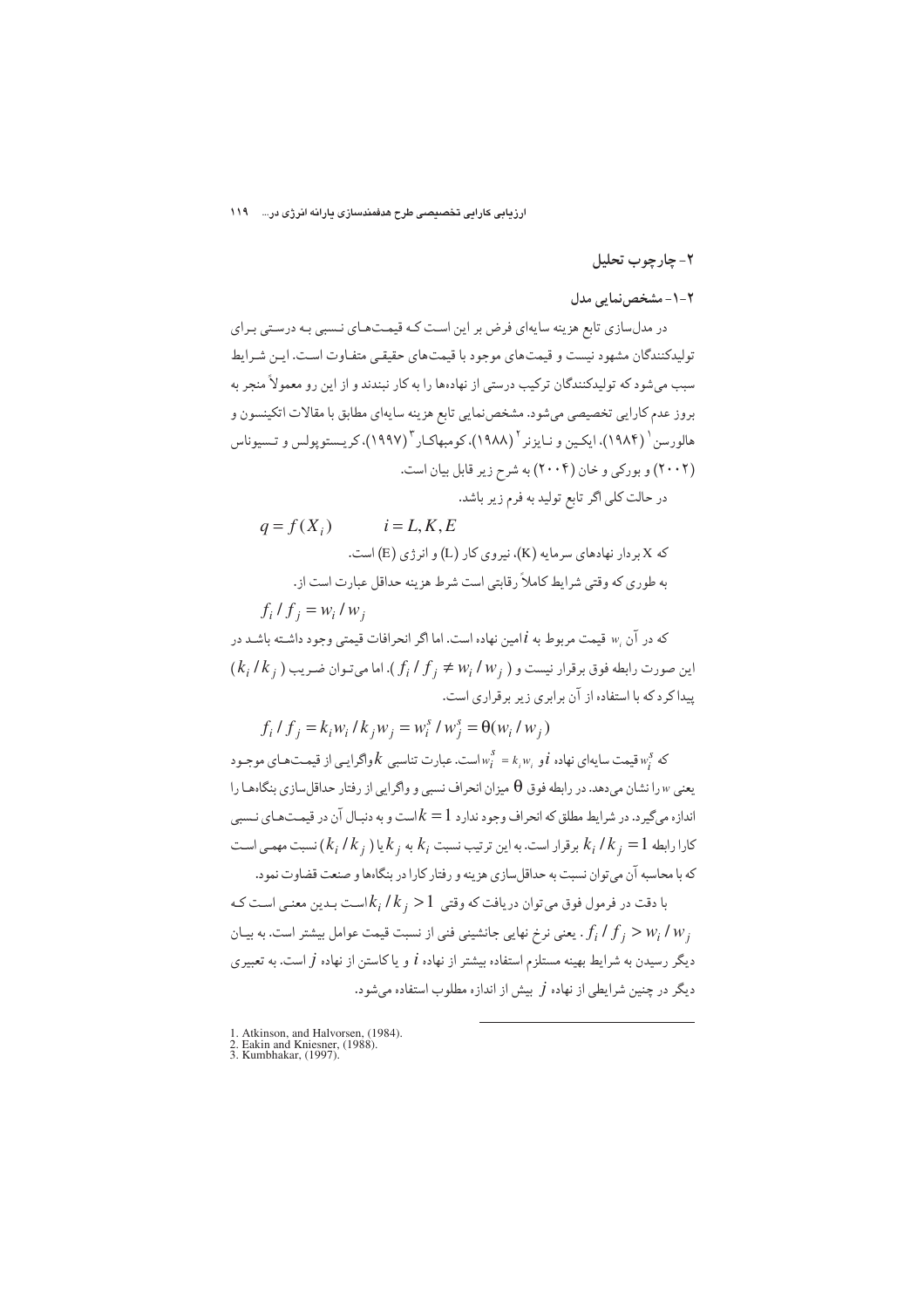## ۲- چارچوب تحلیل

### ۲-۱- مشخص‌نمایی مدل

در مدل‌سازی تابع هزینه سایه‌ای فرض بر این است که قیمت‌های نسبی به درستی برای تولیدکنندگان مشهود نیست و قیمت‌های موجود با قیمت‌های حقیقی متفاوت است. این شرایط سبب می‌شود که تولیدکنندگان ترکیب درستی از نهاده‌ها را به کار نبندند و از این رو معمولاً منجر به بروز عدم کارایی تخصیصی می‌شود. مشخص‌نمایی تابع هزینه سایه‌ای مطابق با مقالات اتکینسون و هالورسن[1] (۱۹۸۴)، ایکین و نایزنر[2] (۱۹۸۸)، کومبهاکار[3] (۱۹۹۷)، کریستوپولس و تسیوناس (۲۰۰۲) و بورکی و خان (۲۰۰۴) به شرح زیر قابل بیان است.

در حالت کلی اگر تابع تولید به فرم زیر باشد.

$$q = f(X_i) \qquad i = L, K, E$$

که X بردار نهادهای سرمایه (K)، نیروی کار (L) و انرژی (E) است.

به طوری که وقتی شرایط کاملاً رقابتی است شرط هزینه حداقل عبارت است از.

$$f_i / f_j = w_i / w_j$$

که در آن $w_i$ قیمت مربوط به $i$امین نهاده است. اما اگر انحرافات قیمتی وجود داشته باشد در این صورت رابطه فوق برقرار نیست و ( $f_i / f_j \neq w_i / w_j$ ). اما می‌توان ضریب ( $k_i / k_j$ ) پیدا کرد که با استفاده از آن برابری زیر برقراری است.

$$f_i / f_j = k_i w_i / k_j w_j = w_i^s / w_j^s = \theta (w_i / w_j)$$

که $w_i^s$ قیمت سایه‌ای نهاده $i$ و $w_i^s = k_i w_i$ است. عبارت تناسبی $k$ واگرایی از قیمت‌های موجود یعنی $w$ را نشان می‌دهد. در رابطه فوق $\theta$ میزان انحراف نسبی و واگرایی از رفتار حداقل‌سازی بنگاه‌ها را اندازه می‌گیرد. در شرایط مطلق که انحراف وجود ندارد $k = 1$ است و به دنبال آن در قیمت‌های نسبی کارا رابطه $k_i / k_j = 1$ برقرار است. به این ترتیب نسبت $k_i$ به $k_j$ یا ( $k_i / k_j$ ) نسبت مهمی است که با محاسبه آن می‌توان نسبت به حداقل‌سازی هزینه و رفتار کارا در بنگاه‌ها و صنعت قضاوت نمود.

با دقت در فرمول فوق می‌توان دریافت که وقتی $k_i / k_j > 1$ است بدین معنی است که $f_i / f_j > w_i / w_j$. یعنی نرخ نهایی جانشینی فنی از نسبت قیمت عوامل بیشتر است. به بیان دیگر رسیدن به شرایط بهینه مستلزم استفاده بیشتر از نهاده $i$ و یا کاستن از نهاده $j$ است. به تعبیری دیگر در چنین شرایطی از نهاده $j$ بیش از اندازه مطلوب استفاده می‌شود.

---

1. Atkinson, and Halvorsen, (1984).
2. Eakin and Kniesner, (1988).
3. Kumbhakar, (1997).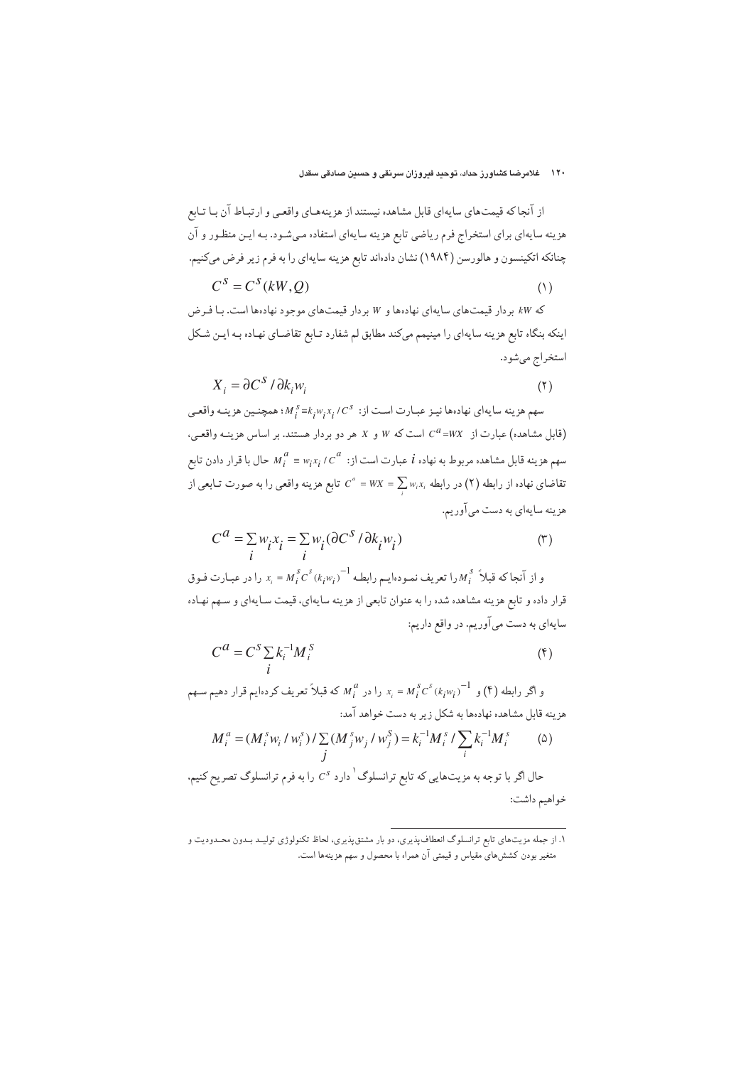از آنجا که قیمت‌های سایه‌ای قابل مشاهده نیستند از هزینه‌های واقعی و ارتباط آن با تابع هزینه سایه‌ای برای استخراج فرم ریاضی تابع هزینه سایه‌ای استفاده می‌شود. به این منظور و آن چنانکه اتکینسون و هالورسن (۱۹۸۴) نشان داده‌اند تابع هزینه سایه‌ای را به فرم زیر فرض می‌کنیم.

$$C^S = C^S(kW, Q) \tag{۱}$$

که $kW$ بردار قیمت‌های سایه‌ای نهاده‌ها و $W$ بردار قیمت‌های موجود نهاده‌ها است. با فرض اینکه بنگاه تابع هزینه سایه‌ای را مینیمم می‌کند مطابق لم شفارد تابع تقاضای نهاده به این شکل استخراج می‌شود.

$$X_i = \partial C^S / \partial k_i w_i \tag{۲}$$

سهم هزینه سایه‌ای نهاده‌ها نیز عبارت است از: $M_i^S \equiv k_i w_i x_i / C^S$؛ همچنین هزینه واقعی (قابل مشاهده) عبارت از $C^a = WX$ است که $W$ و $X$ هر دو بردار هستند. بر اساس هزینه واقعی، سهم هزینه قابل مشاهده مربوط به نهاده $i$ عبارت است از: $M_i^a \equiv w_i x_i / C^a$ حال با قرار دادن تابع تقاضای نهاده از رابطه (۲) در رابطه $C^a = WX = \sum_i w_i x_i$ تابع هزینه واقعی را به صورت تابعی از هزینه سایه‌ای به دست می‌آوریم.

$$C^a = \sum_i w_i x_i = \sum_i w_i (\partial C^S / \partial k_i w_i) \tag{۳}$$

و از آنجا که قبلاً $M_i^S$ را تعریف نموده‌ایم رابطه $x_i = M_i^S C^S (k_i w_i)^{-1}$ را در عبارت فوق قرار داده و تابع هزینه مشاهده شده را به عنوان تابعی از هزینه سایه‌ای، قیمت سایه‌ای و سهم نهاده سایه‌ای به دست می‌آوریم. در واقع داریم:

$$C^a = C^S \sum_i k_i^{-1} M_i^S \tag{۴}$$

و اگر رابطه (۴) و $x_i = M_i^S C^S (k_i w_i)^{-1}$ را در $M_i^a$ که قبلاً تعریف کرده‌ایم قرار دهیم سهم هزینه قابل مشاهده نهاده‌ها به شکل زیر به دست خواهد آمد:

$$M_i^a = (M_i^s w_i / w_i^s) / \sum_j (M_j^s w_j / w_j^S) = k_i^{-1} M_i^s / \sum_i k_i^{-1} M_i^s \tag{۵}$$

حال اگر با توجه به مزیت‌هایی که تابع ترانسلوگ[۱] دارد $C^s$ را به فرم ترانسلوگ تصریح کنیم، خواهیم داشت:

---

۱. از جمله مزیت‌های تابع ترانسلوگ انعطاف‌پذیری، دو بار مشتق‌پذیری، لحاظ تکنولوژی تولید بدون محدودیت و متغیر بودن کشش‌های مقیاس و قیمتی آن همراه با محصول و سهم هزینه‌ها است.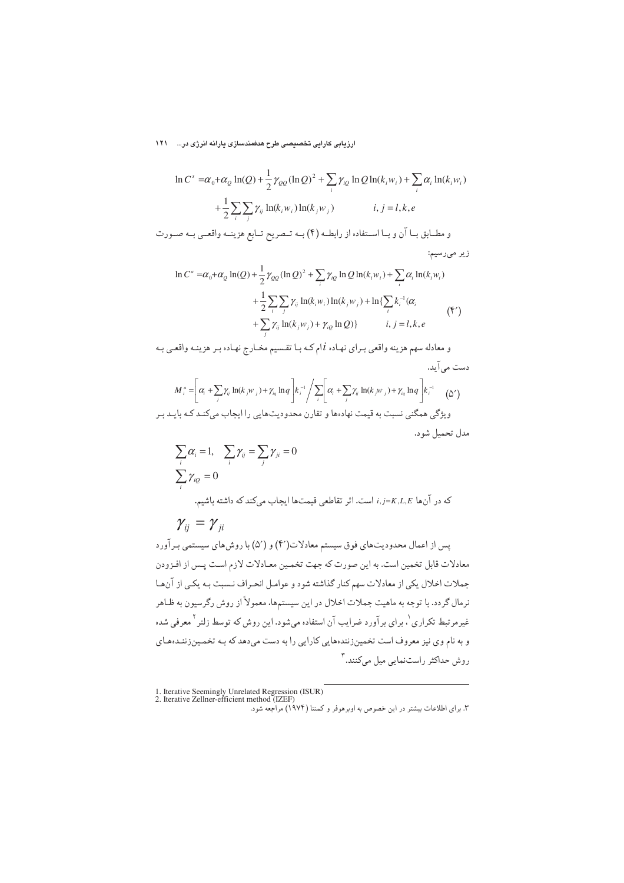$$\ln C^s = \alpha_0 + \alpha_Q \ln(Q) + \frac{1}{2}\gamma_{QQ}(\ln Q)^2 + \sum_i \gamma_{iQ} \ln Q \ln(k_i w_i) + \sum_i \alpha_i \ln(k_i w_i) + \frac{1}{2}\sum_i \sum_j \gamma_{ij} \ln(k_i w_i)\ln(k_j w_j) \qquad i, j = l, k, e$$

و مطـابق بـا آن و بـا اسـتفاده از رابطـه (۴) بـه تـصریح تـابع هزینـه واقعـی بـه صـورت زیر می‌رسیم:

$$\ln C^a = \alpha_0 + \alpha_Q \ln(Q) + \frac{1}{2}\gamma_{QQ}(\ln Q)^2 + \sum_i \gamma_{iQ} \ln Q \ln(k_i w_i) + \sum_i \alpha_i \ln(k_i w_i) + \frac{1}{2}\sum_i \sum_j \gamma_{ij} \ln(k_i w_i)\ln(k_j w_j) + \ln\{\sum_i k_i^{-1}(\alpha_i + \sum_j \gamma_{ij} \ln(k_j w_j) + \gamma_{iQ} \ln Q)\} \qquad i, j = l, k, e \qquad (۴')$$

و معادله سهم هزینه واقعی بـرای نهـاده $i$ام کـه بـا تقـسیم مخـارج نهـاده بـر هزینـه واقعـی بـه دست می‌آید.

$$M_i^a = \left[\alpha_i + \sum_j \gamma_{ij} \ln(k_j w_j) + \gamma_{iq} \ln q\right] k_i^{-1} \Big/ \sum_i \left[\alpha_i + \sum_j \gamma_{ij} \ln(k_j w_j) + \gamma_{iq} \ln q\right] k_i^{-1} \qquad (۵')$$

ویژگی همگنی نسبت به قیمت نهاده‌ها و تقارن محدودیت‌هایی را ایجاب می‌کنـد کـه بایـد بـر مدل تحمیل شود.

$$\sum_i \alpha_i = 1, \quad \sum_i \gamma_{ij} = \sum_j \gamma_{ji} = 0$$

$$\sum_i \gamma_{iQ} = 0$$

که در آن‌ها $i, j = K, L, E$ است. اثر تقاطعی قیمت‌ها ایجاب می‌کند که داشته باشیم.

$$\gamma_{ij} = \gamma_{ji}$$

پس از اعمال محدودیت‌های فوق سیستم معادلات(۴′) و (۵′) با روش‌های سیستمی بـرآورد معادلات قابل تخمین است. به این صورت که جهت تخمیـن معـادلات لازم اسـت پـس از افـزودن جملات اخلال یکی از معادلات سهم کنار گذاشته شود و عوامـل انحـراف نـسبت بـه یکـی از آن‌هـا نرمال گردد. با توجه به ماهیت جملات اخلال در این سیستم‌ها، معمولاً از روش رگرسیون به ظـاهر غیرمرتبط تکراری[1]، برای برآورد ضرایب آن استفاده می‌شود. این روش که توسط زلنر[2] معرفی شده و به نام وی نیز معروف است تخمین‌زننده‌هایی کارایی را به دست می‌دهد که بـه تخمیـن‌زننـده‌هـای روش حداکثر راست‌نمایی میل می‌کنند.[3]

---

1. Iterative Seemingly Unrelated Regression (ISUR)
2. Iterative Zellner-efficient method (IZEF)
3. برای اطلاعات بیشتر در این خصوص به اوبرهوفر و کمنتا (۱۹۷۴) مراجعه شود.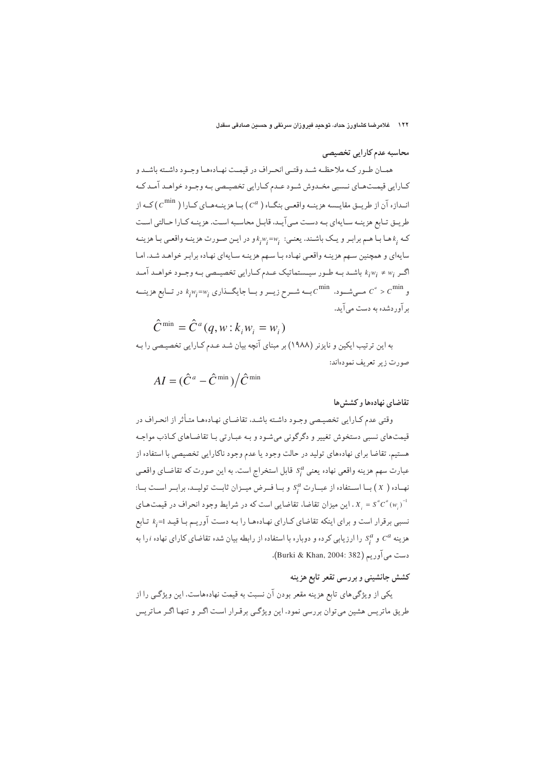### محاسبه عدم کارایی تخصیصی

همان طور که ملاحظه شد وقتی انحراف در قیمت نهاده‌ها وجود داشته باشد و کارایی قیمت‌های نسبی مخدوش شود عدم کارایی تخصیصی به وجود خواهد آمد که اندازه آن از طریق مقایسه هزینه واقعی بنگاه ($C^a$) با هزینه‌های کارا ($C^{\min}$) که از طریق تابع هزینه سایه‌ای به دست می‌آید، قابل محاسبه است. هزینه کارا حالتی است که $k_i$ ها با هم برابر و یک باشند. یعنی: $k_iw_i=w_i$ و در این صورت هزینه واقعی با هزینه سایه‌ای و همچنین سهم هزینه واقعی نهاده با سهم هزینه سایه‌ای نهاده برابر خواهد شد. اما اگر $k_iw_i \neq w_i$ باشد به طور سیستماتیک عدم کارایی تخصیصی به وجود خواهد آمد و $C^a > C^{\min}$ می‌شود. $C^{\min}$ به شرح زیر و با جایگذاری $k_iw_i=w_i$ در تابع هزینه برآوردشده به دست می‌آید.

$$\hat{C}^{\min} = \hat{C}^a(q, w : k_iw_i = w_i)$$

به این ترتیب ایکین و نایزنر (۱۹۸۸) بر مبنای آنچه بیان شد عدم کارایی تخصیصی را به صورت زیر تعریف نموده‌اند:

$$AI = (\hat{C}^a - \hat{C}^{\min})/\hat{C}^{\min}$$

### تقاضای نهاده‌ها و کشش‌ها

وقتی عدم کارایی تخصیصی وجود داشته باشد، تقاضای نهاده‌ها متأثر از انحراف در قیمت‌های نسبی دستخوش تغییر و دگرگونی می‌شود و به عبارتی با تقاضاهای کاذب مواجه هستیم. تقاضا برای نهاده‌های تولید در حالت وجود یا عدم وجود ناکارایی تخصیصی با استفاده از عبارت سهم هزینه واقعی نهاده یعنی $S_i^a$ قابل استخراج است. به این صورت که تقاضای واقعی نهاده ($X$) با استفاده از عبارت $S_i^a$ و با فرض میزان ثابت تولید، برابر است با: $X_i = S^aC^a(w_i)^{-1}$. این میزان تقاضا، تقاضایی است که در شرایط وجود انحراف در قیمت‌های نسبی برقرار است و برای اینکه تقاضای کارای نهاده‌ها را به دست آوریم با قید $k_i$=1 تابع هزینه $C^a$ و $S_i^a$ را ارزیابی کرده و دوباره با استفاده از رابطه بیان شده تقاضای کارای نهاده $i$ را به دست می‌آوریم (Burki & Khan, 2004: 382).

### کشش جانشینی و بررسی تقعر تابع هزینه

یکی از ویژگی‌های تابع هزینه مقعر بودن آن نسبت به قیمت نهاده‌هاست. این ویژگی را از طریق ماتریس هشین می‌توان بررسی نمود. این ویژگی برقرار است اگر و تنها اگر ماتریس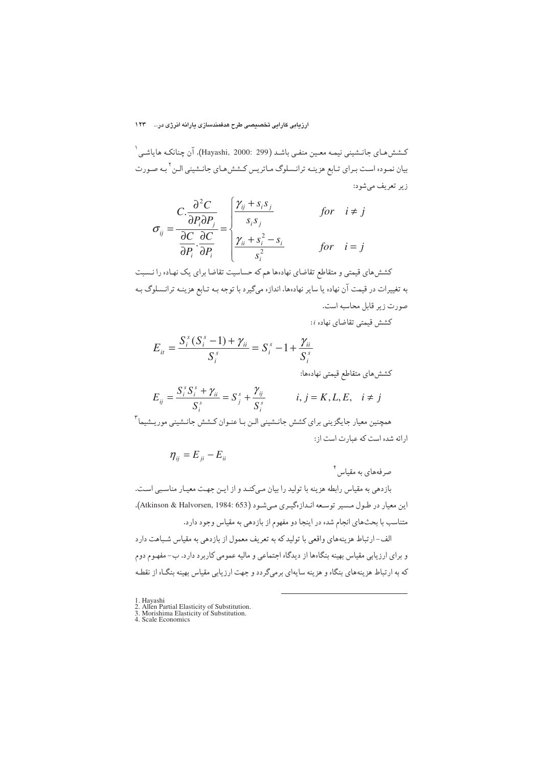کشش‌های جانشینی نیمه معین منفی باشد (Hayashi, 2000: 299). آن چنانکه هایاشی[1] بیان نموده است برای تابع هزینه ترانسلوگ ماتریس کشش‌های جانشینی الن[2] به صورت زیر تعریف می‌شود:

$$\sigma_{ij} = \frac{C.\dfrac{\partial^2 C}{\partial P_i \partial P_j}}{\dfrac{\partial C}{\partial P_i}.\dfrac{\partial C}{\partial P_i}} = \begin{cases} \dfrac{\gamma_{ij} + s_i s_j}{s_i s_j} & for \quad i \neq j \\ \dfrac{\gamma_{ii} + s_i^2 - s_i}{s_i^2} & for \quad i = j \end{cases}$$

کشش‌های قیمتی و متقاطع تقاضای نهاده‌ها هم که حساسیت تقاضا برای یک نهاده را نسبت به تغییرات در قیمت آن نهاده یا سایر نهاده‌ها، اندازه می‌گیرد با توجه به تابع هزینه ترانسلوگ به صورت زیر قابل محاسبه است.

کشش قیمتی تقاضای نهاده $i$:

$$E_{it} = \frac{S_i^s (S_i^s - 1) + \gamma_{ii}}{S_i^s} = S_i^s - 1 + \frac{\gamma_{ii}}{S_i^s}$$

کشش‌های متقاطع قیمتی نهاده‌ها:

$$E_{ij} = \frac{S_i^s S_i^s + \gamma_{ii}}{S_i^s} = S_j^s + \frac{\gamma_{ij}}{S_i^s} \qquad i, j = K, L, E, \quad i \neq j$$

همچنین معیار جایگزینی برای کشش جانشینی الن با عنوان کشش جانشینی موریشیما[3] ارائه شده است که عبارت است از:

$$\eta_{ij} = E_{ji} - E_{ii}$$

صرفه‌های به مقیاس[4]

بازدهی به مقیاس رابطه هزینه با تولید را بیان می‌کند و از این جهت معیار مناسبی است. این معیار در طول مسیر توسعه اندازه‌گیری می‌شود (Atkinson & Halvorsen, 1984: 653). متناسب با بحث‌های انجام شده در اینجا دو مفهوم از بازدهی به مقیاس وجود دارد.

الف- ارتباط هزینه‌های واقعی با تولید که به تعریف معمول از بازدهی به مقیاس شباهت دارد و برای ارزیابی مقیاس بهینه بنگاه‌ها از دیدگاه اجتماعی و مالیه عمومی کاربرد دارد. ب- مفهوم دوم که به ارتباط هزینه‌های بنگاه و هزینه سایه‌ای برمی‌گردد و جهت ارزیابی مقیاس بهینه بنگاه از نقطه

---

1. Hayashi
2. Allen Partial Elasticity of Substitution.
3. Morishima Elasticity of Substitution.
4. Scale Economics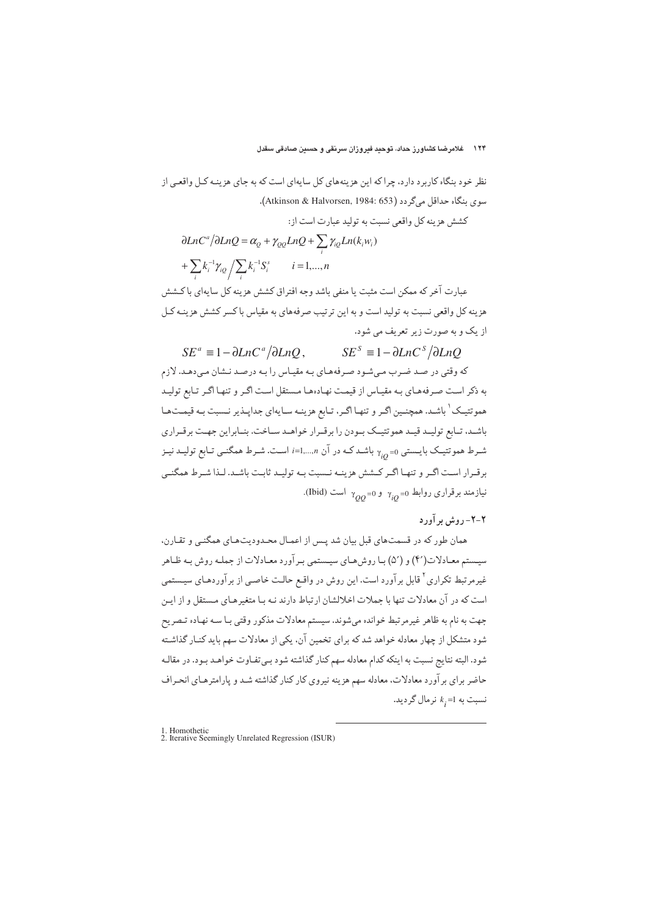نظر خود بنگاه کاربرد دارد، چرا که این هزینه‌های کل سایه‌ای است که به جای هزینـه کـل واقعـی از سوی بنگاه حداقل می‌گردد (Atkinson & Halvorsen, 1984: 653).

کشش هزینه کل واقعی نسبت به تولید عبارت است از:

$$\partial LnC^a/\partial LnQ = \alpha_Q + \gamma_{QQ}LnQ + \sum_i \gamma_{iQ}Ln(k_i w_i)$$
$$+ \sum_i k_i^{-1}\gamma_{iQ} \Big/ \sum_i k_i^{-1}S_i^s \qquad i=1,...,n$$

عبارت آخر که ممکن است مثبت یا منفی باشد وجه افتراق کشش هزینه کل سایه‌ای با کـشش هزینه کل واقعی نسبت به تولید است و به این ترتیب صرفه‌های به مقیاس با کسر کشش هزینـه کـل از یک و به صورت زیر تعریف می شود.

$$SE^a \equiv 1 - \partial LnC^a/\partial LnQ, \qquad SE^S \equiv 1 - \partial LnC^S/\partial LnQ$$

که وقتی در صد ضـرب مـی‌شـود صـرفه‌هـای بـه مقیـاس را بـه درصـد نـشان مـی‌دهـد. لازم به ذکر است صـرفه‌هـای بـه مقیـاس از قیمـت نهـاده‌هـا مـستقل اسـت اگـر و تنهـا اگـر تـابع تولیـد هموتتیـک[1] باشـد. همچنـین اگـر و تنهـا اگـر، تـابع هزینـه سـایه‌ای جداپـذیر نـسبت بـه قیمـت‌هـا باشـد، تـابع تولیـد قیـد هموتتیـک بـودن را برقـرار خواهـد سـاخت. بنـابراین جهـت برقـراری شـرط هموتتیـک بایـستی $\gamma_{iQ}=0$ باشـد کـه در آن $i=1,...,n$ اسـت. شـرط همگنـی تـابع تولیـد نیـز برقـرار اسـت اگـر و تنهـا اگـر کـشش هزینـه نـسبت بـه تولیـد ثابـت باشـد. لـذا شـرط همگنـی نیازمند برقراری روابط $\gamma_{iQ}=0$ و $\gamma_{QQ}=0$ است (Ibid).

### ۲-۲- روش برآورد

همان طور که در قسمت‌های قبل بیان شد پـس از اعمـال محـدودیت‌هـای همگنـی و تقـارن، سیـستم معـادلات(۴′) و (۵′) بـا روش‌هـای سیـستمی بـرآورد معـادلات از جملـه روش بـه ظـاهر غیرمرتبط تکراری[2] قابل برآورد است. این روش در واقـع حالـت خاصـی از برآوردهـای سیـستمی است که در آن معادلات تنها با جملات اخلالشان ارتباط دارند نـه بـا متغیرهـای مـستقل و از ایـن جهت به نام به ظاهر غیرمرتبط خوانده می‌شوند. سیستم معادلات مذکور وقتی بـا سـه نهـاده تـصریح شود متشکل از چهار معادله خواهد شد که برای تخمین آن، یکی از معادلات سهم باید کنـار گذاشـته شود. البته نتایج نسبت به اینکه کدام معادله سهم کنار گذاشته شود بـی‌تفـاوت خواهـد بـود. در مقالـه حاضر برای برآورد معادلات، معادله سهم هزینه نیروی کار کنار گذاشته شـد و پارامترهـای انحـراف نسبت به $k_i=1$ نرمال گردید.

---

1. Homothetic
2. Iterative Seemingly Unrelated Regression (ISUR)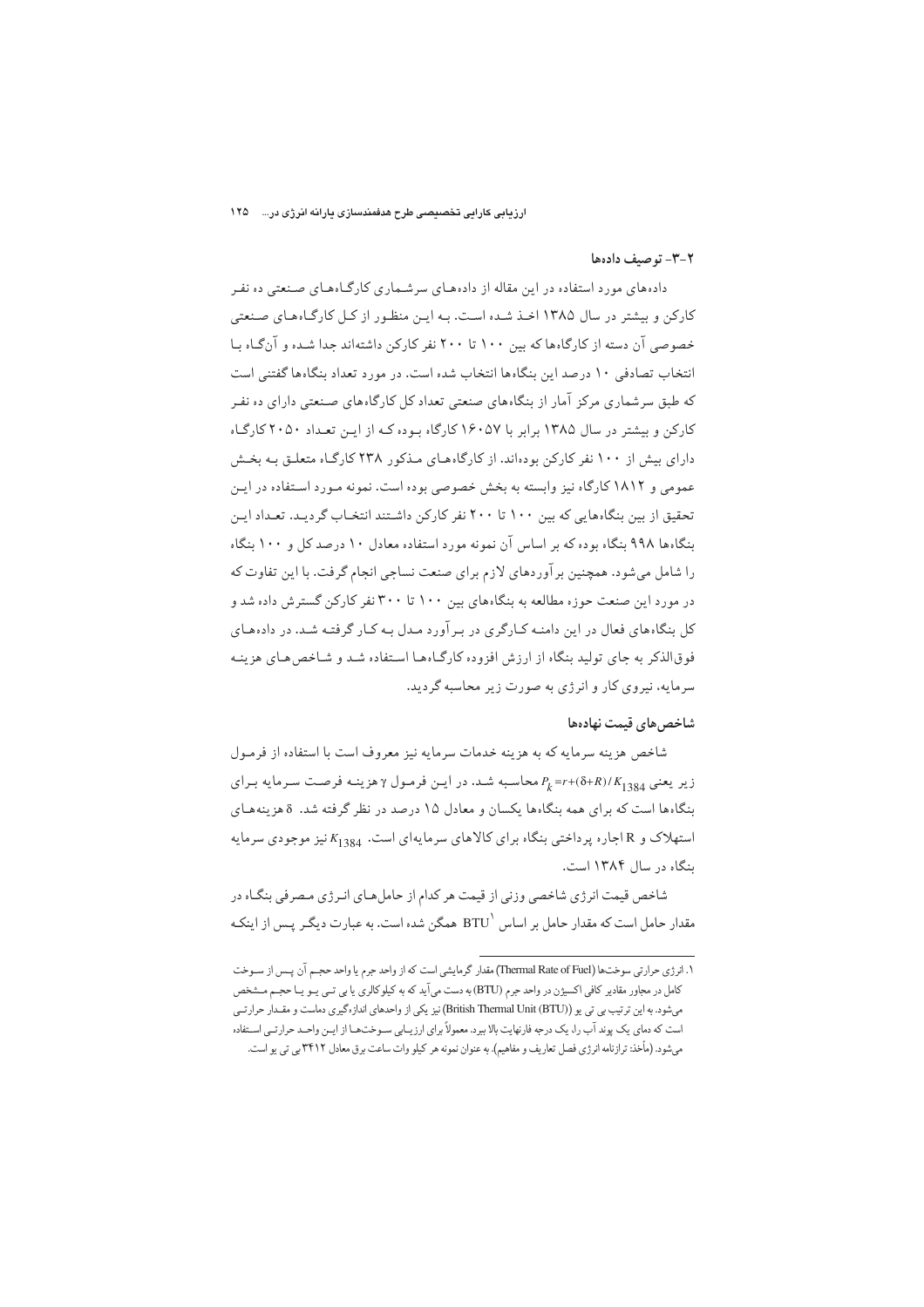## ۲-۳- توصیف داده‌ها

داده‌های مورد استفاده در این مقاله از داده‌های سرشماری کارگاه‌های صنعتی ده نفر کارکن و بیشتر در سال ۱۳۸۵ اخذ شده است. به این منظور از کل کارگاه‌های صنعتی خصوصی آن دسته از کارگاه‌ها که بین ۱۰۰ تا ۲۰۰ نفر کارکن داشته‌اند جدا شده و آنگاه با انتخاب تصادفی ۱۰ درصد این بنگاه‌ها انتخاب شده است. در مورد تعداد بنگاه‌ها گفتنی است که طبق سرشماری مرکز آمار از بنگاه‌های صنعتی تعداد کل کارگاه‌های صنعتی دارای ده نفر کارکن و بیشتر در سال ۱۳۸۵ برابر با ۱۶۰۵۷ کارگاه بوده که از این تعداد ۲۰۵۰ کارگاه دارای بیش از ۱۰۰ نفر کارکن بوده‌اند. از کارگاه‌های مذکور ۲۳۸ کارگاه متعلق به بخش عمومی و ۱۸۱۲ کارگاه نیز وابسته به بخش خصوصی بوده است. نمونه مورد استفاده در این تحقیق از بین بنگاه‌هایی که بین ۱۰۰ تا ۲۰۰ نفر کارکن داشتند انتخاب گردید. تعداد این بنگاه‌ها ۹۹۸ بنگاه بوده که بر اساس آن نمونه مورد استفاده معادل ۱۰ درصد کل و ۱۰۰ بنگاه را شامل می‌شود. همچنین برآوردهای لازم برای صنعت نساجی انجام گرفت. با این تفاوت که در مورد این صنعت حوزه مطالعه به بنگاه‌های بین ۱۰۰ تا ۳۰۰ نفر کارکن گسترش داده شد و کل بنگاه‌های فعال در این دامنه کارگری در برآورد مدل به کار گرفته شد. در داده‌های فوق‌الذکر به جای تولید بنگاه از ارزش افزوده کارگاه‌ها استفاده شد و شاخص‌های هزینه سرمایه، نیروی کار و انرژی به صورت زیر محاسبه گردید.

### شاخص‌های قیمت نهاده‌ها

شاخص هزینه سرمایه که به هزینه خدمات سرمایه نیز معروف است با استفاده از فرمول زیر یعنی $P_k=r+(\delta+R)/K_{1384}$ محاسبه شد. در این فرمول $\gamma$ هزینه فرصت سرمایه برای بنگاه‌ها است که برای همه بنگاه‌ها یکسان و معادل ۱۵ درصد در نظر گرفته شد. $\delta$ هزینه‌های استهلاک و R اجاره پرداختی بنگاه برای کالاهای سرمایه‌ای است. $K_{1384}$ نیز موجودی سرمایه بنگاه در سال ۱۳۸۴ است.

شاخص قیمت انرژی شاخصی وزنی از قیمت هر کدام از حامل‌های انرژی مصرفی بنگاه در مقدار حامل است که مقدار حامل بر اساس BTU[1] همگن شده است. به عبارت دیگر پس از اینکه

---

۱. انرژی حرارتی سوخت‌ها (Thermal Rate of Fuel) مقدار گرمایشی است که از واحد جرم یا واحد حجم آن پس از سوخت کامل در مجاور مقادیر کافی اکسیژن در واحد جرم (BTU) به دست می‌آید که به کیلوکالری یا بی تی یو یا حجم مشخص می‌شود. به این ترتیب بی تی یو ((British Thermal Unit (BTU)) نیز یکی از واحدهای اندازه‌گیری دماست و مقدار حرارتی است که دمای یک پوند آب را، یک درجه فارنهایت بالا ببرد. معمولاً برای ارزیابی سوخت‌ها از این واحد حرارتی استفاده می‌شود. (مأخذ: ترازنامه انرژی فصل تعاریف و مفاهیم). به عنوان نمونه هر کیلو وات ساعت برق معادل ۳۴۱۲ بی تی یو است.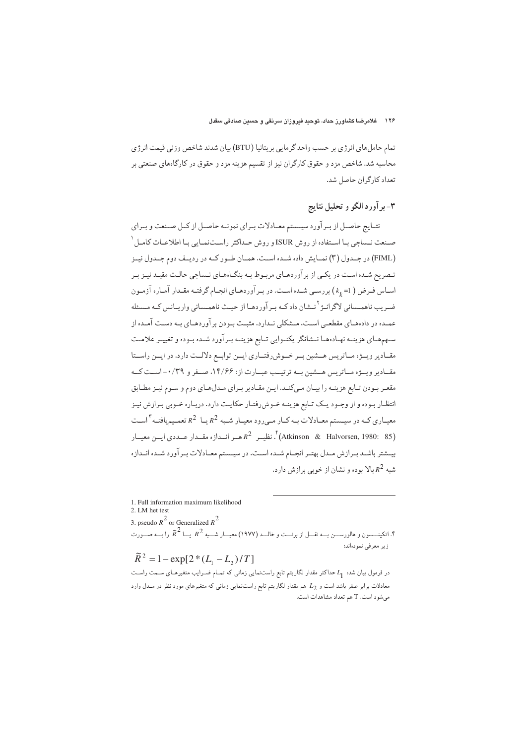تمام حامل‌های انرژی بر حسب واحد گرمایی بریتانیا (BTU) بیان شدند شاخص وزنی قیمت انرژی محاسبه شد. شاخص مزد و حقوق کارگران نیز از تقسیم هزینه مزد و حقوق در کارگاه‌های صنعتی بر تعداد کارگران حاصل شد.

## ۳- برآورد الگو و تحلیل نتایج

نتایج حاصل از برآورد سیستم معادلات برای نمونه حاصل از کل صنعت و برای صنعت نساجی با استفاده از روش ISUR و روش حداکثر راست‌نمایی با اطلاعات کامل[1] (FIML) در جدول (۳) نمایش داده شده است. همان طور که در ردیف دوم جدول نیز تصریح شده است در یکی از برآوردهای مربوط به بنگاه‌های نساجی حالت مقید نیز بر اساس فرض ($k_k=1$) بررسی شده است. در برآوردهای انجام گرفته مقدار آماره آزمون ضریب ناهمسانی لاگرانژ[2] نشان داد که برآوردها از حیث ناهمسانی واریانس که مسئله عمده در داده‌های مقطعی است، مشکلی ندارد. مثبت بودن برآوردهای به دست آمده از سهم‌های هزینه نهاده‌ها نشانگر یکنوایی تابع هزینه برآورد شده بوده و تغییر علامت مقادیر ویژه ماتریس هسین بر خوش‌رفتاری این توابع دلالت دارد. در این راستا مقادیر ویژه ماتریس هسین به ترتیب عبارت از: ۱۴/۶۶، صفر و ۰/۳۹- است که مقعر بودن تابع هزینه را بیان می‌کند. این مقادیر برای مدل‌های دوم و سوم نیز مطابق انتظار بوده و از وجود یک تابع هزینه خوش‌رفتار حکایت دارد. درباره خوبی برازش نیز معیاری که در سیستم معادلات به کار می‌رود معیار شبه $R^2$ یا $R^2$ تعمیم‌یافته[3] است (Atkinson & Halvorsen, 1980: 85)[4]. نظیر $R^2$ هر اندازه مقدار عددی این معیار بیشتر باشد برازش مدل بهتر انجام شده است. در سیستم معادلات برآورد شده اندازه شبه $R^2$ بالا بوده و نشان از خوبی برازش دارد.

---

1. Full information maximum likelihood
2. LM het test
3. pseudo $R^2$ or Generalized $R^2$
4. اتکینسون و هالورسن به نقل از برنت و خالد (۱۹۷۷) معیار شبه $R^2$ یا $\tilde{R}^2$ را به صورت زیر معرفی نموده‌اند:

$$\tilde{R}^2 = 1 - \exp[2 * (L_1 - L_2)/T]$$

در فرمول بیان شده $L_1$ حداکثر مقدار لگاریتم تابع راست‌نمایی زمانی که تمام ضرایب متغیرهای سمت راست معادلات برابر صفر باشد است و $L_2$ هم مقدار لگاریتم تابع راست‌نمایی زمانی که متغیرهای مورد نظر در مدل وارد می‌شود است. T هم تعداد مشاهدات است.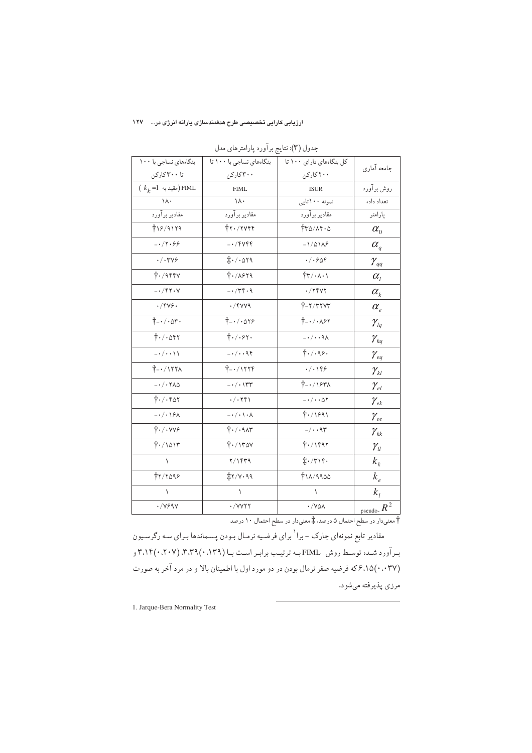جدول (۳): نتایج برآورد پارامترهای مدل

| جامعه آماری | کل بنگاه‌های دارای ۱۰۰ تا ۲۰۰ کارگر | بنگاه‌های نساجی با ۱۰۰ تا ۳۰۰ کارگر | بنگاه‌های نساجی با ۱۰۰ تا ۳۰۰ کارگر |
|---|---|---|---|
| روش برآورد | ISUR | FIML | FIML (مقید به $k_k=1$ ) |
| تعداد داده | نمونه ۱۰۰تایی | ۱۸۰ | ۱۸۰ |
| پارامتر | مقادیر برآورد | مقادیر برآورد | مقادیر برآورد |
| $\alpha_0$ | †۳۵/۸۴۰۵ | †۲۰/۲۷۴۴ | †۱۶/۹۱۲۹ |
| $\alpha_q$ | -۱/۵۱۸۶ | -۰/۴۷۴۴ | -۰/۲۰۶۶ |
| $\gamma_{qq}$ | ۰/۰۶۵۴ | ‡۰/۰۵۲۹ | ۰/۰۳۷۶ |
| $\alpha_l$ | †۳/۰۸۰۱ | †۰/۸۶۲۹ | †۰/۹۴۴۷ |
| $\alpha_k$ | ۰/۲۴۷۲ | -۰/۳۴۰۹ | -۰/۴۲۰۷ |
| $\alpha_e$ | †-۲/۳۲۷۳ | ۰/۴۷۷۹ | ۰/۴۷۶۰ |
| $\gamma_{lq}$ | †-۰/۰۸۶۲ | †-۰/۰۵۲۶ | †-۰/۰۵۳۰ |
| $\gamma_{kq}$ | -۰/۰۰۹۸ | †۰/۰۶۲۰ | †۰/۰۵۴۲ |
| $\gamma_{eq}$ | †۰/۰۹۶۰ | -۰/۰۰۹۴ | -۰/۰۰۱۱ |
| $\gamma_{kl}$ | ۰/۰۱۴۶ | †-۰/۱۲۲۴ | †-۰/۱۲۲۸ |
| $\gamma_{el}$ | †-۰/۱۶۳۸ | -۰/۰۱۳۳ | -۰/۰۲۸۵ |
| $\gamma_{ek}$ | -۰/۰۰۵۲ | ۰/۰۲۴۱ | †۰/۰۴۵۲ |
| $\gamma_{ee}$ | †۰/۱۶۹۱ | -۰/۰۱۰۸ | -۰/۰۱۶۸ |
| $\gamma_{kk}$ | -/۰۰۹۳ | †۰/۰۹۸۳ | †۰/۰۷۷۶ |
| $\gamma_{ll}$ | †۰/۱۴۹۲ | †۰/۱۳۵۷ | †۰/۱۵۱۳ |
| $k_k$ | ‡۰/۳۱۴۰ | ۲/۱۴۳۹ | ۱ |
| $k_e$ | †۱۸/۹۹۵۵ | ‡۲/۷۰۹۹ | †۲/۲۵۹۶ |
| $k_l$ | ۱ | ۱ | ۱ |
| pseudo- $R^2$ | ۰/۷۵۸ | ۰/۷۷۲۲ | ۰/۷۶۹۷ |

† معنی‌دار در سطح احتمال ۵ درصد، ‡ معنی‌دار در سطح احتمال ۱۰ درصد

مقادیر تابع نمونه‌ای جارک - برا[1] برای فرضیه نرمال بودن پسماندها برای سه رگرسیون برآورد شده توسط روش FIML به ترتیب برابر است با (۰.۱۳۹)۳.۳۹، (۰.۲۰۷)۳.۱۴ و (۰.۰۳۷)۶.۱۵ که فرضیه صفر نرمال بودن در دو مورد اول با اطمینان بالا و در مرد آخر به صورت مرزی پذیرفته می‌شود.

1. Jarque-Bera Normality Test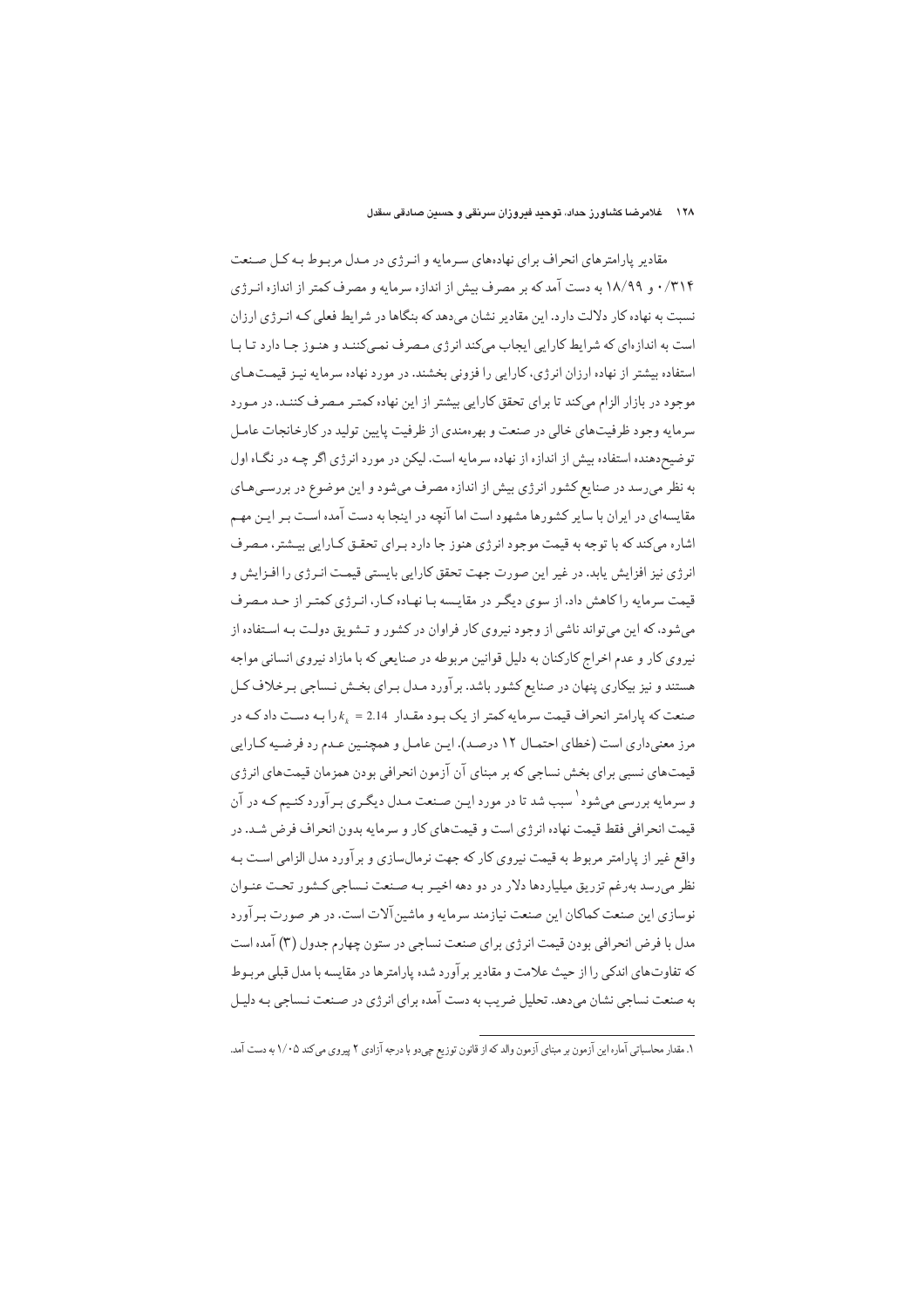مقادیر پارامترهای انحراف برای نهاده‌های سرمایه و انرژی در مدل مربوط به کل صنعت ۰/۳۱۴ و ۱۸/۹۹ به دست آمد که بر مصرف بیش از اندازه سرمایه و مصرف کمتر از اندازه انرژی نسبت به نهاده کار دلالت دارد. این مقادیر نشان می‌دهد که بنگاها در شرایط فعلی که انرژی ارزان است به اندازه‌ای که شرایط کارایی ایجاب می‌کند انرژی مصرف نمی‌کنند و هنوز جا دارد تا با استفاده بیشتر از نهاده ارزان انرژی، کارایی را فزونی بخشند. در مورد نهاده سرمایه نیز قیمت‌های موجود در بازار الزام می‌کند تا برای تحقق کارایی بیشتر از این نهاده کمتر مصرف کنند. در مورد سرمایه وجود ظرفیت‌های خالی در صنعت و بهره‌مندی از ظرفیت پایین تولید در کارخانجات عامل توضیح‌دهنده استفاده بیش از اندازه از نهاده سرمایه است. لیکن در مورد انرژی اگر چه در نگاه اول به نظر می‌رسد در صنایع کشور انرژی بیش از اندازه مصرف می‌شود و این موضوع در بررسی‌های مقایسه‌ای در ایران با سایر کشورها مشهود است اما آنچه در اینجا به دست آمده است بر این مهم اشاره می‌کند که با توجه به قیمت موجود انرژی هنوز جا دارد برای تحقق کارایی بیشتر، مصرف انرژی نیز افزایش یابد. در غیر این صورت جهت تحقق کارایی بایستی قیمت انرژی را افزایش و قیمت سرمایه را کاهش داد. از سوی دیگر در مقایسه با نهاده کار، انرژی کمتر از حد مصرف می‌شود، که این می‌تواند ناشی از وجود نیروی کار فراوان در کشور و تشویق دولت به استفاده از نیروی کار و عدم اخراج کارکنان به دلیل قوانین مربوطه در صنایعی که با مازاد نیروی انسانی مواجه هستند و نیز بیکاری پنهان در صنایع کشور باشد. برآورد مدل برای بخش نساجی برخلاف کل صنعت که پارامتر انحراف قیمت سرمایه کمتر از یک بود مقدار $k_k = 2.14$ را به دست داد که در مرز معنی‌داری است (خطای احتمال ۱۲ درصد). این عامل و همچنین عدم رد فرضیه کارایی قیمت‌های نسبی برای بخش نساجی که بر مبنای آن آزمون انحرافی بودن همزمان قیمت‌های انرژی و سرمایه بررسی می‌شود[1] سبب شد تا در مورد این صنعت مدل دیگری برآورد کنیم که در آن قیمت انحرافی فقط قیمت نهاده انرژی است و قیمت‌های کار و سرمایه بدون انحراف فرض شد. در واقع غیر از پارامتر مربوط به قیمت نیروی کار که جهت نرمال‌سازی و برآورد مدل الزامی است به نظر می‌رسد به‌رغم تزریق میلیاردها دلار در دو دهه اخیر به صنعت نساجی کشور تحت عنوان نوسازی این صنعت کماکان این صنعت نیازمند سرمایه و ماشین‌آلات است. در هر صورت برآورد مدل با فرض انحرافی بودن قیمت انرژی برای صنعت نساجی در ستون چهارم جدول (۳) آمده است که تفاوت‌های اندکی را از حیث علامت و مقادیر برآورد شده پارامترها در مقایسه با مدل قبلی مربوط به صنعت نساجی نشان می‌دهد. تحلیل ضریب به دست آمده برای انرژی در صنعت نساجی به دلیل

---

۱. مقدار محاسباتی آماره این آزمون بر مبنای آزمون والد که از قانون توزیع چی‌دو با درجه آزادی ۲ پیروی می‌کند ۱/۰۵ به دست آمد.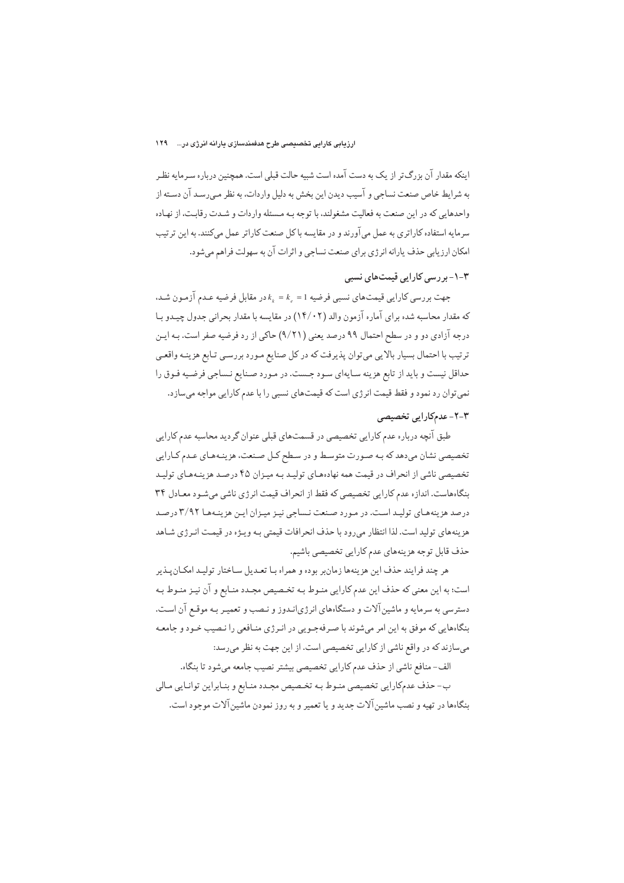اینکه مقدار آن بزرگ‌تر از یک به دست آمده است شبیه حالت قبلی است. همچنین درباره سرمایه نظر به شرایط خاص صنعت نساجی و آسیب دیدن این بخش به دلیل واردات، به نظر می‌رسد آن دسته از واحدهایی که در این صنعت به فعالیت مشغولند، با توجه به مسئله واردات و شدت رقابت، از نهاده سرمایه استفاده کاراتری به عمل می‌آورند و در مقایسه با کل صنعت کاراتر عمل می‌کنند. به این ترتیب امکان ارزیابی حذف یارانه انرژی برای صنعت نساجی و اثرات آن به سهولت فراهم می‌شود.

### ۳-۱- بررسی کارایی قیمت‌های نسبی

جهت بررسی کارایی قیمت‌های نسبی فرضیه $k_k = k_e = 1$ در مقابل فرضیه عدم آزمون شد، که مقدار محاسبه شده برای آماره آزمون والد (۱۴/۰۲) در مقایسه با مقدار بحرانی جدول چیدو با درجه آزادی دو و در سطح احتمال ۹۹ درصد یعنی (۹/۲۱) حاکی از رد فرضیه صفر است. به این ترتیب با احتمال بسیار بالایی می‌توان پذیرفت که در کل صنایع مورد بررسی تابع هزینه واقعی حداقل نیست و باید از تابع هزینه سایه‌ای سود جست. در مورد صنایع نساجی فرضیه فوق را نمی‌توان رد نمود و فقط قیمت انرژی است که قیمت‌های نسبی را با عدم کارایی مواجه می‌سازد.

### ۳-۲- عدم‌کارایی تخصیصی

طبق آنچه درباره عدم کارایی تخصیصی در قسمت‌های قبلی عنوان گردید محاسبه عدم کارایی تخصیصی نشان می‌دهد که به صورت متوسط و در سطح کل صنعت، هزینه‌های عدم کارایی تخصیصی ناشی از انحراف در قیمت همه نهاده‌های تولید به میزان ۴۵ درصد هزینه‌های تولید بنگاه‌هاست. اندازه عدم کارایی تخصیصی که فقط از انحراف قیمت انرژی ناشی می‌شود معادل ۳۴ درصد هزینه‌های تولید است. در مورد صنعت نساجی نیز میزان این هزینه‌ها ۳/۹۲ درصد هزینه‌های تولید است. لذا انتظار می‌رود با حذف انحرافات قیمتی به ویژه در قیمت انرژی شاهد حذف قابل توجه هزینه‌های عدم کارایی تخصیصی باشیم.

هر چند فرایند حذف این هزینه‌ها زمان‌بر بوده و همراه با تعدیل ساختار تولید امکان‌پذیر است؛ به این معنی که حذف این عدم کارایی منوط به تخصیص مجدد منابع و آن نیز منوط به دسترسی به سرمایه و ماشین‌آلات و دستگاه‌های انرژی‌اندوز و نصب و تعمیر به موقع آن است. بنگاه‌هایی که موفق به این امر می‌شوند با صرفه‌جویی در انرژی منافعی را نصیب خود و جامعه می‌سازند که در واقع ناشی از کارایی تخصیصی است. از این جهت به نظر می‌رسد:

الف- منافع ناشی از حذف عدم کارایی تخصیصی بیشتر نصیب جامعه می‌شود تا بنگاه.

ب- حذف عدم‌کارایی تخصیصی منوط به تخصیص مجدد منابع و بنابراین توانایی مالی بنگاه‌ها در تهیه و نصب ماشین‌آلات جدید و یا تعمیر و به روز نمودن ماشین‌آلات موجود است.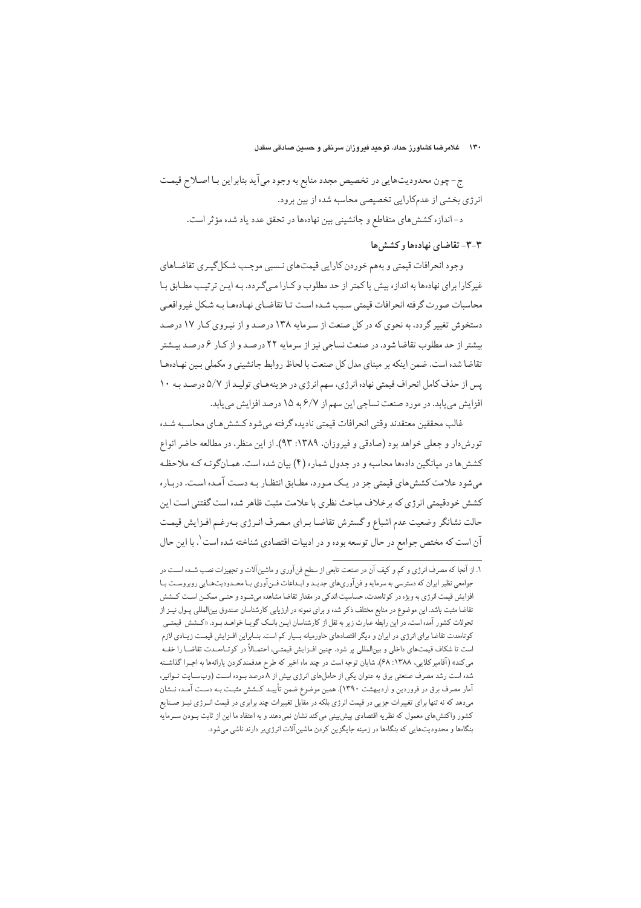ج- چون محدودیت‌هایی در تخصیص مجدد منابع به وجود می‌آید بنابراین بـا اصـلاح قیمـت انرژی بخشی از عدم‌کارایی تخصیصی محاسبه شده از بین برود.

د- اندازه کشش‌های متقاطع و جانشینی بین نهاده‌ها در تحقق عدد یاد شده مؤثر است.

### ۳-۳- تقاضای نهاده‌ها و کشش‌ها

وجود انحرافات قیمتی و به‌هم خوردن کارایی قیمت‌های نسـبی موجـب شـکل‌گیـری تقاضـاهای غیرکارا برای نهاده‌ها به اندازه بیش یا کمتر از حد مطلوب و کـارا مـی‌گـردد. بـه ایـن ترتیـب مطـابق بـا محاسبات صورت گرفته انحرافات قیمتی سـبب شـده اسـت تـا تقاضـای نهـاده‌هـا بـه شـکل غیرواقعـی دستخوش تغییر گردد، به نحوی که در کل صنعت از سـرمایه ۱۳۸ درصـد و از نیـروی کـار ۱۷ درصـد بیشتر از حد مطلوب تقاضا شود. در صنعت نساجی نیز از سرمایه ۲۲ درصـد و از کـار ۶ درصـد بـیشتر تقاضا شده است. ضمن اینکه بر مبنای مدل کل صنعت با لحاظ روابط جانشینی و مکملی بـین نهـاده‌هـا پس از حذف کامل انحراف قیمتی نهاده انرژی، سهم انرژی در هزینه‌هـای تولیـد از ۵/۷ درصـد بـه ۱۰ افزایش می‌یابد. در مورد صنعت نساجی این سهم از ۶/۷ به ۱۵ درصد افزایش می‌یابد.

غالب محققین معتقدند وقتی انحرافات قیمتی نادیده گرفته می‌شود کـشش‌هـای محاسـبه شـده تورش‌دار و جعلی خواهد بود (صادقی و فیروزان، ۱۳۸۹: ۹۳). از این منظر، در مطالعه حاضر انواع کشش‌ها در میانگین داده‌ها محاسبه و در جدول شماره (۴) بیان شده است. همـان‌گونـه کـه ملاحظـه می‌شود علامت کشش‌های قیمتی جز در یـک مـورد، مطـابق انتظـار بـه دسـت آمـده اسـت. دربـاره کشش خودقیمتی انرژی که برخلاف مباحث نظری با علامت مثبت ظاهر شده است گفتنی است این حالت نشانگر وضعیت عدم اشباع و گسترش تقاضـا بـرای مـصرف انـرژی بـه‌رغـم افـزایش قیمـت آن است که مختص جوامع در حال توسعه بوده و در ادبیات اقتصادی شناخته شده است[1]. با این حال

---

[1] از آنجا که مصرف انرژی و کم و کیف آن در صنعت تابعی از سطح فن‌آوری و ماشین‌آلات و تجهیزات نصب شـده اسـت در جوامعی نظیر ایران که دسترسی به سرمایه و فن‌آوری‌های جدیـد و ابـداعات فـن‌آوری بـا محـدودیت‌هـایی روبروسـت بـا افزایش قیمت انرژی به ویژه در کوتاه‌مدت، حساسیت اندکی در مقدار تقاضا مشاهده می‌شـود و حتـی ممکـن اسـت کـشش تقاضا مثبت باشد. این موضوع در منابع مختلف ذکر شده و برای نمونه در ارزیابی کارشناسان صندوق بین‌المللی پـول نیـز از تحولات کشور آمده است. در این رابطه عبارت زیر به نقل از کارشناسان ایـن بانـک گویـا خواهـد بـود. «کـشش قیمتـی کوتاه‌مدت تقاضا برای انرژی در ایران و دیگر اقتصادهای خاورمیانه بسیار کم است. بنـابراین افـزایش قیمـت زیـادی لازم است تا شکاف قیمت‌های داخلی و بین‌المللی پر شود. چنین افـزایش قیمتـی، احتمـالاً در کوتـاه‌مـدت تقاضـا را خفـه می‌کند» (آقامیرکلایی، ۱۳۸۸: ۶۸). شایان توجه است در چند ماه اخیر که طرح هدفمندکردن یارانه‌ها به اجـرا گذاشـته شده است رشد مصرف صنعتی برق به عنوان یکی از حامل‌های انرژی بیش از ۸ درصد بـوده اسـت (وب‌سـایت تـوانیر، آمار مصرف برق در فروردین و اردیبهشت ۱۳۹۰). همین موضوع ضمن تأییـد کـشش مثبـت بـه دسـت آمـده نـشان می‌دهد که نه تنها برای تغییرات جزیی در قیمت انرژی بلکه در مقابل تغییرات چند برابری در قیمت انـرژی نیـز صـنایع کشور واکنش‌های معمول که نظریه اقتصادی پیش‌بینی می‌کند نشان نمی‌دهند و به اعتقاد ما این از ثابت بـودن سـرمایه بنگاه‌ها و محدودیت‌هایی که بنگاه‌ها در زمینه جایگزین کردن ماشین‌آلات انرژی‌بر دارند ناشی می‌شود.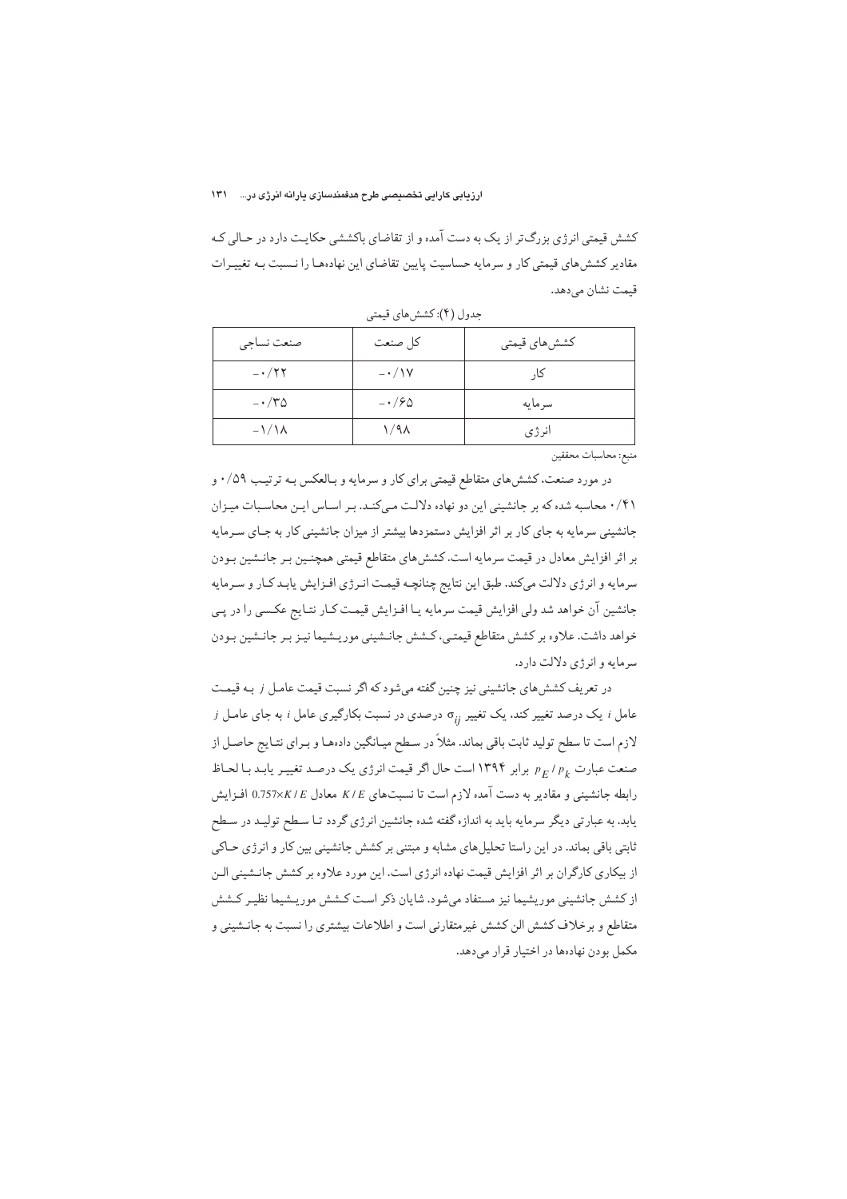کشش قیمتی انرژی بزرگ‌تر از یک به دست آمده و از تقاضای باکششی حکایت دارد در حالی که مقادیر کشش‌های قیمتی کار و سرمایه حساسیت پایین تقاضای این نهاده‌ها را نسبت به تغییرات قیمت نشان می‌دهد.

جدول (۴): کشش‌های قیمتی

| کشش‌های قیمتی | کل صنعت | صنعت نساجی |
|---|---|---|
| کار | ۰/۱۷- | ۰/۲۲- |
| سرمایه | ۰/۶۵- | ۰/۳۵- |
| انرژی | ۱/۹۸ | ۱/۱۸- |

منبع: محاسبات محققین

در مورد صنعت، کشش‌های متقاطع قیمتی برای کار و سرمایه و بالعکس به ترتیب ۰/۵۹ و ۰/۴۱ محاسبه شده که بر جانشینی این دو نهاده دلالت می‌کند. بر اساس این محاسبات میزان جانشینی سرمایه به جای کار بر اثر افزایش دستمزدها بیشتر از میزان جانشینی کار به جای سرمایه بر اثر افزایش معادل در قیمت سرمایه است. کشش‌های متقاطع قیمتی همچنین بر جانشین بودن سرمایه و انرژی دلالت می‌کند. طبق این نتایج چنانچه قیمت انرژی افزایش یابد کار و سرمایه جانشین آن خواهد شد ولی افزایش قیمت سرمایه یا افزایش قیمت کار نتایج عکسی را در پی خواهد داشت. علاوه بر کشش متقاطع قیمتی، کشش جانشینی موریشیما نیز بر جانشین بودن سرمایه و انرژی دلالت دارد.

در تعریف کشش‌های جانشینی نیز چنین گفته می‌شود که اگر نسبت قیمت عامل $j$ به قیمت عامل $i$ یک درصد تغییر کند، یک تغییر $\sigma_{ij}$ درصدی در نسبت بکارگیری عامل $i$ به جای عامل $j$ لازم است تا سطح تولید ثابت باقی بماند. مثلاً در سطح میانگین داده‌ها و برای نتایج حاصل از صنعت عبارت $p_E / p_k$ برابر ۱۳۹۴ است حال اگر قیمت انرژی یک درصد تغییر یابد با لحاظ رابطه جانشینی و مقادیر به دست آمده لازم است تا نسبت‌های $K / E$ معادل $0.757 \times K / E$ افزایش یابد. به عبارتی دیگر سرمایه باید به اندازه گفته شده جانشین انرژی گردد تا سطح تولید در سطح ثابتی باقی بماند. در این راستا تحلیل‌های مشابه و مبتنی بر کشش جانشینی بین کار و انرژی حاکی از بیکاری کارگران بر اثر افزایش قیمت نهاده انرژی است. این مورد علاوه بر کشش جانشینی الن از کشش جانشینی موریشیما نیز مستفاد می‌شود. شایان ذکر است کشش موریشیما نظیر کشش متقاطع و برخلاف کشش الن کشش غیرمتقارنی است و اطلاعات بیشتری را نسبت به جانشینی و مکمل بودن نهاده‌ها در اختیار قرار می‌دهد.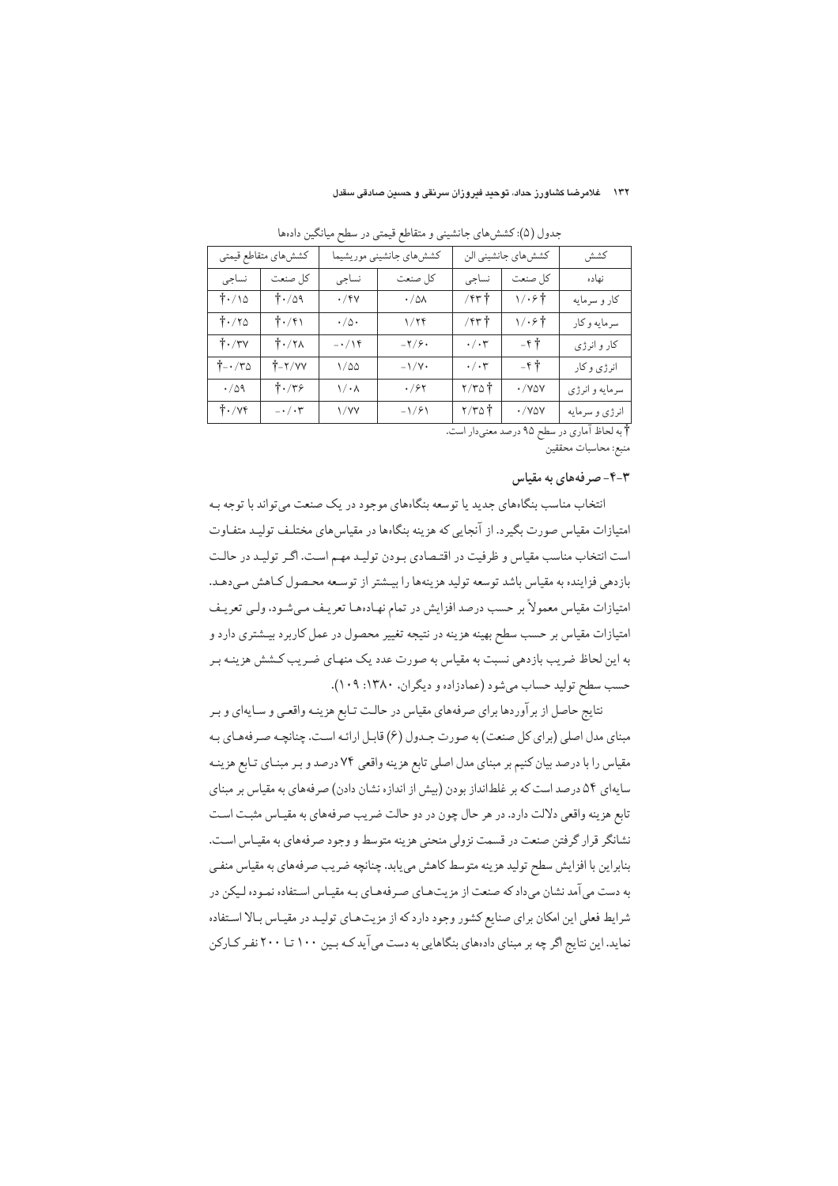جدول (۵): کشش‌های جانشینی و متقاطع قیمتی در سطح میانگین داده‌ها

| کشش | کشش‌های جانشینی الن | | کشش‌های جانشینی موریشیما | | کشش‌های متقاطع قیمتی | |
|---|---|---|---|---|---|---|
| نهاده | کل صنعت | نساجی | کل صنعت | نساجی | کل صنعت | نساجی |
| کار و سرمایه | †۱/۰۶ | †۴۳/ | ۰/۵۸ | ۰/۴۷ | †۰/۵۹ | †۰/۱۵ |
| سرمایه و کار | †۱/۰۶ | †۴۳/ | ۱/۲۴ | ۰/۵۰ | †۰/۴۱ | †۰/۲۵ |
| کار و انرژی | †۴- | ۰/۰۳ | ۲/۶۰- | ۰/۱۴- | †۰/۲۸ | †۰/۳۷ |
| انرژی و کار | †۴- | ۰/۰۳ | ۱/۷۰- | ۱/۵۵ | †۲/۷۷- | †۰/۳۵- |
| سرمایه و انرژی | ۰/۷۵۷ | †۲/۳۵ | ۰/۶۲ | ۱/۰۸ | †۰/۳۶ | ۰/۵۹ |
| انرژی و سرمایه | ۰/۷۵۷ | †۲/۳۵ | ۱/۶۱- | ۱/۷۷ | ۰/۰۳- | †۰/۷۴ |

† به لحاظ آماری در سطح ۹۵ درصد معنی‌دار است.

منبع: محاسبات محققین

### ۳-۴- صرفه‌های به مقیاس

انتخاب مناسب بنگاه‌های جدید یا توسعه بنگاه‌های موجود در یک صنعت می‌تواند با توجه بـه امتیازات مقیاس صورت بگیرد. از آنجایی که هزینه بنگاه‌ها در مقیاس‌های مختلـف تولیـد متفـاوت است انتخاب مناسب مقیاس و ظرفیت در اقتـصادی بـودن تولیـد مهـم اسـت. اگـر تولیـد در حالـت بازدهی فزاینده به مقیاس باشد توسعه تولید هزینه‌ها را بیـشتر از توسـعه محـصول کـاهش مـی‌دهـد. امتیازات مقیاس معمولاً بر حسب درصد افزایش در تمام نهـاده‌هـا تعریـف مـی‌شـود، ولـی تعریـف امتیازات مقیاس بر حسب سطح بهینه هزینه در نتیجه تغییر محصول در عمل کاربرد بیـشتری دارد و به این لحاظ ضریب بازدهی نسبت به مقیاس به صورت عدد یک منهـای ضـریب کـشش هزینـه بـر حسب سطح تولید حساب می‌شود (عمادزاده و دیگران، ۱۳۸۰: ۱۰۹).

نتایج حاصل از برآوردها برای صرفه‌های مقیاس در حالـت تـابع هزینـه واقعـی و سـایه‌ای و بـر مبنای مدل اصلی (برای کل صنعت) به صورت جـدول (۶) قابـل ارائـه اسـت. چنانچـه صـرفه‌هـای بـه مقیاس را با درصد بیان کنیم بر مبنای مدل اصلی تابع هزینه واقعی ۷۴ درصد و بـر مبنـای تـابع هزینـه سایه‌ای ۵۴ درصد است که بر غلط‌انداز بودن (بیش از اندازه نشان دادن) صرفه‌های به مقیاس بر مبنای تابع هزینه واقعی دلالت دارد. در هر حال چون در دو حالت ضریب صرفه‌های به مقیـاس مثبـت اسـت نشانگر قرار گرفتن صنعت در قسمت نزولی منحنی هزینه متوسط و وجود صرفه‌های به مقیـاس اسـت. بنابراین با افزایش سطح تولید هزینه متوسط کاهش می‌یابد. چنانچه ضریب صرفه‌های به مقیاس منفـی به دست می‌آمد نشان می‌داد که صنعت از مزیت‌هـای صـرفه‌هـای بـه مقیـاس اسـتفاده نمـوده لـیکن در شرایط فعلی این امکان برای صنایع کشور وجود دارد که از مزیت‌هـای تولیـد در مقیـاس بـالا اسـتفاده نماید. این نتایج اگر چه بر مبنای داده‌های بنگاهایی به دست می‌آید کـه بـین ۱۰۰ تـا ۲۰۰ نفـر کـارکن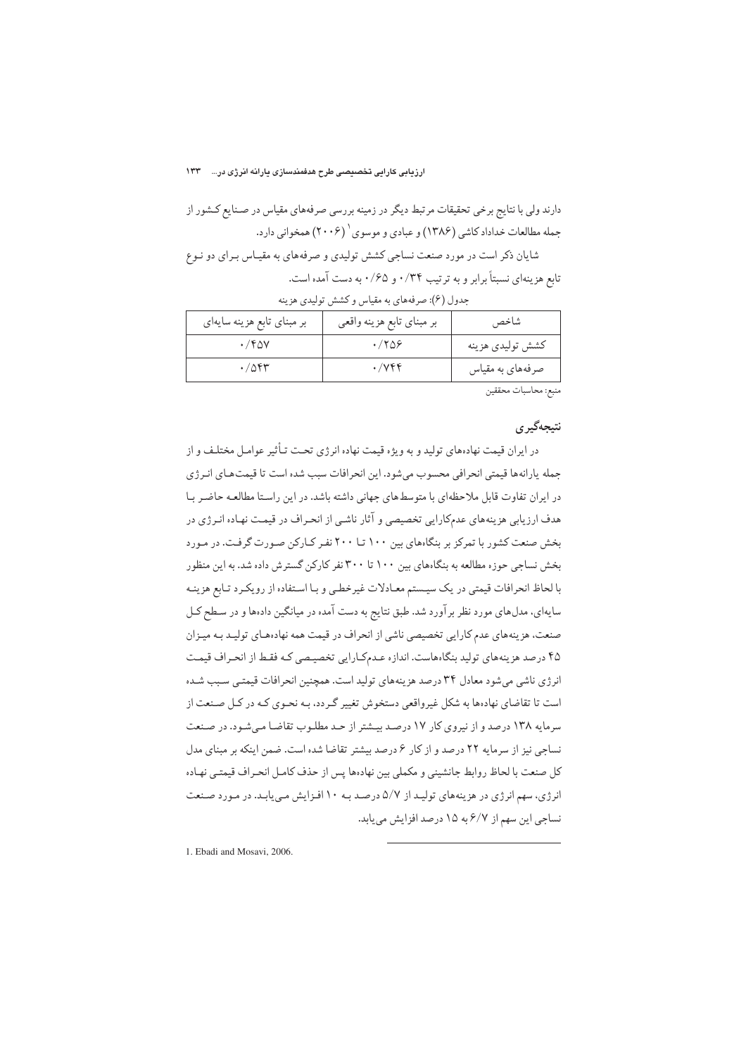دارند ولی با نتایج برخی تحقیقات مرتبط دیگر در زمینه بررسی صرفه‌های مقیاس در صنایع کشور از جمله مطالعات خداداد کاشی (۱۳۸۶) و عبادی و موسوی[1] (۲۰۰۶) همخوانی دارد.

شایان ذکر است در مورد صنعت نساجی کشش تولیدی و صرفه‌های به مقیاس برای دو نوع تابع هزینه‌ای نسبتاً برابر و به ترتیب ۰/۳۴ و ۰/۶۵ به دست آمده است.

جدول (۶): صرفه‌های به مقیاس و کشش تولیدی هزینه

| شاخص | بر مبنای تابع هزینه واقعی | بر مبنای تابع هزینه سایه‌ای |
| --- | --- | --- |
| کشش تولیدی هزینه | ۰/۲۵۶ | ۰/۴۵۷ |
| صرفه‌های به مقیاس | ۰/۷۴۴ | ۰/۵۴۳ |

منبع: محاسبات محققین

## نتیجه‌گیری

در ایران قیمت نهاده‌های تولید و به ویژه قیمت نهاده انرژی تحت تأثیر عوامل مختلف و از جمله یارانه‌ها قیمتی انحرافی محسوب می‌شود. این انحرافات سبب شده است تا قیمت‌های انرژی در ایران تفاوت قابل ملاحظه‌ای با متوسط‌های جهانی داشته باشد. در این راستا مطالعه حاضر با هدف ارزیابی هزینه‌های عدم‌کارایی تخصیصی و آثار ناشی از انحراف در قیمت نهاده انرژی در بخش صنعت کشور با تمرکز بر بنگاه‌های بین ۱۰۰ تا ۲۰۰ نفر کارکن صورت گرفت. در مورد بخش نساجی حوزه مطالعه به بنگاه‌های بین ۱۰۰ تا ۳۰۰ نفر کارکن گسترش داده شد. به این منظور با لحاظ انحرافات قیمتی در یک سیستم معادلات غیرخطی و با استفاده از رویکرد تابع هزینه سایه‌ای، مدل‌های مورد نظر برآورد شد. طبق نتایج به دست آمده در میانگین داده‌ها و در سطح کل صنعت، هزینه‌های عدم کارایی تخصیصی ناشی از انحراف در قیمت همه نهاده‌های تولید به میزان ۴۵ درصد هزینه‌های تولید بنگاه‌هاست. اندازه عدم‌کارایی تخصیصی که فقط از انحراف قیمت انرژی ناشی می‌شود معادل ۳۴ درصد هزینه‌های تولید است. همچنین انحرافات قیمتی سبب شده است تا تقاضای نهاده‌ها به شکل غیرواقعی دستخوش تغییر گردد، به نحوی که در کل صنعت از سرمایه ۱۳۸ درصد و از نیروی کار ۱۷ درصد بیشتر از حد مطلوب تقاضا می‌شود. در صنعت نساجی نیز از سرمایه ۲۲ درصد و از کار ۶ درصد بیشتر تقاضا شده است. ضمن اینکه بر مبنای مدل کل صنعت با لحاظ روابط جانشینی و مکملی بین نهاده‌ها پس از حذف کامل انحراف قیمتی نهاده انرژی، سهم انرژی در هزینه‌های تولید از ۵/۷ درصد به ۱۰ افزایش می‌یابد. در مورد صنعت نساجی این سهم از ۶/۷ به ۱۵ درصد افزایش می‌یابد.

---

1. Ebadi and Mosavi, 2006.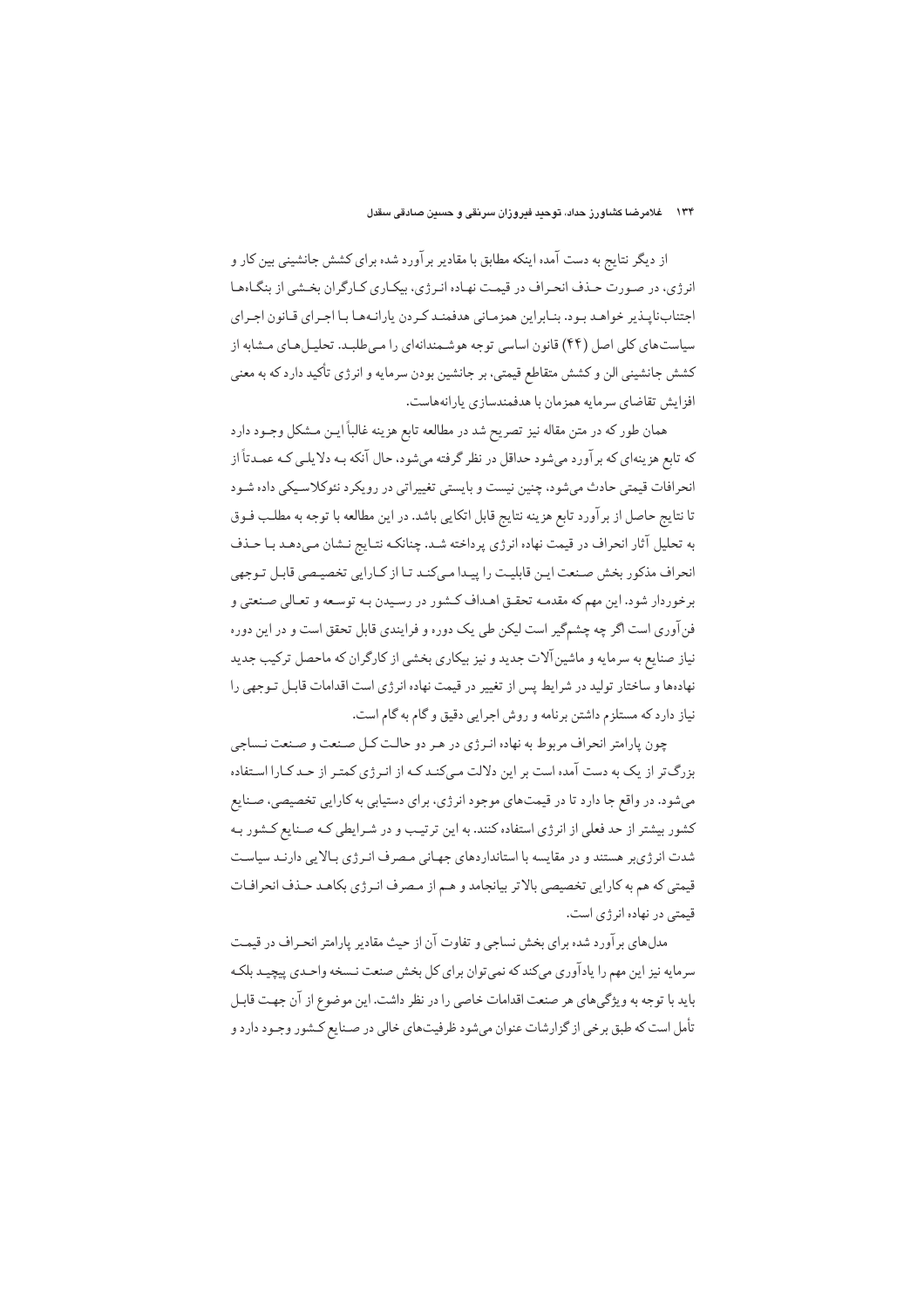از دیگر نتایج به دست آمده اینکه مطابق با مقادیر برآورد شده برای کشش جانشینی بین کار و انرژی، در صورت حذف انحراف در قیمت نهاده انرژی، بیکاری کارگران بخشی از بنگاه‌ها اجتناب‌ناپذیر خواهد بود. بنابراین همزمانی هدفمند کردن یارانه‌ها با اجرای قانون اجرای سیاست‌های کلی اصل (۴۴) قانون اساسی توجه هوشمندانه‌ای را می‌طلبد. تحلیل‌های مشابه از کشش جانشینی الن و کشش متقاطع قیمتی، بر جانشین بودن سرمایه و انرژی تأکید دارد که به معنی افزایش تقاضای سرمایه همزمان با هدفمندسازی یارانه‌هاست.

همان طور که در متن مقاله نیز تصریح شد در مطالعه تابع هزینه غالباً این مشکل وجود دارد که تابع هزینه‌ای که برآورد می‌شود حداقل در نظر گرفته می‌شود، حال آنکه به دلایلی که عمدتاً از انحرافات قیمتی حادث می‌شود، چنین نیست و بایستی تغییراتی در رویکرد نئوکلاسیکی داده شود تا نتایج حاصل از برآورد تابع هزینه نتایج قابل اتکایی باشد. در این مطالعه با توجه به مطلب فوق به تحلیل آثار انحراف در قیمت نهاده انرژی پرداخته شد. چنانکه نتایج نشان می‌دهد با حذف انحراف مذکور بخش صنعت این قابلیت را پیدا می‌کند تا از کارایی تخصیصی قابل توجهی برخوردار شود. این مهم که مقدمه تحقق اهداف کشور در رسیدن به توسعه و تعالی صنعتی و فن‌آوری است اگر چه چشمگیر است لیکن طی یک دوره و فرایندی قابل تحقق است و در این دوره نیاز صنایع به سرمایه و ماشین‌آلات جدید و نیز بیکاری بخشی از کارگران که ماحصل ترکیب جدید نهاده‌ها و ساختار تولید در شرایط پس از تغییر در قیمت نهاده انرژی است اقدامات قابل توجهی را نیاز دارد که مستلزم داشتن برنامه و روش اجرایی دقیق و گام به گام است.

چون پارامتر انحراف مربوط به نهاده انرژی در هر دو حالت کل صنعت و صنعت نساجی بزرگ‌تر از یک به دست آمده است بر این دلالت می‌کند که از انرژی کمتر از حد کارا استفاده می‌شود. در واقع جا دارد تا در قیمت‌های موجود انرژی، برای دستیابی به کارایی تخصیصی، صنایع کشور بیشتر از حد فعلی از انرژی استفاده کنند. به این ترتیب و در شرایطی که صنایع کشور به شدت انرژی‌بر هستند و در مقایسه با استانداردهای جهانی مصرف انرژی بالایی دارند سیاست قیمتی که هم به کارایی تخصیصی بالاتر بیانجامد و هم از مصرف انرژی بکاهد حذف انحرافات قیمتی در نهاده انرژی است.

مدل‌های برآورد شده برای بخش نساجی و تفاوت آن از حیث مقادیر پارامتر انحراف در قیمت سرمایه نیز این مهم را یادآوری می‌کند که نمی‌توان برای کل بخش صنعت نسخه واحدی پیچید بلکه باید با توجه به ویژگی‌های هر صنعت اقدامات خاصی را در نظر داشت. این موضوع از آن جهت قابل تأمل است که طبق برخی از گزارشات عنوان می‌شود ظرفیت‌های خالی در صنایع کشور وجود دارد و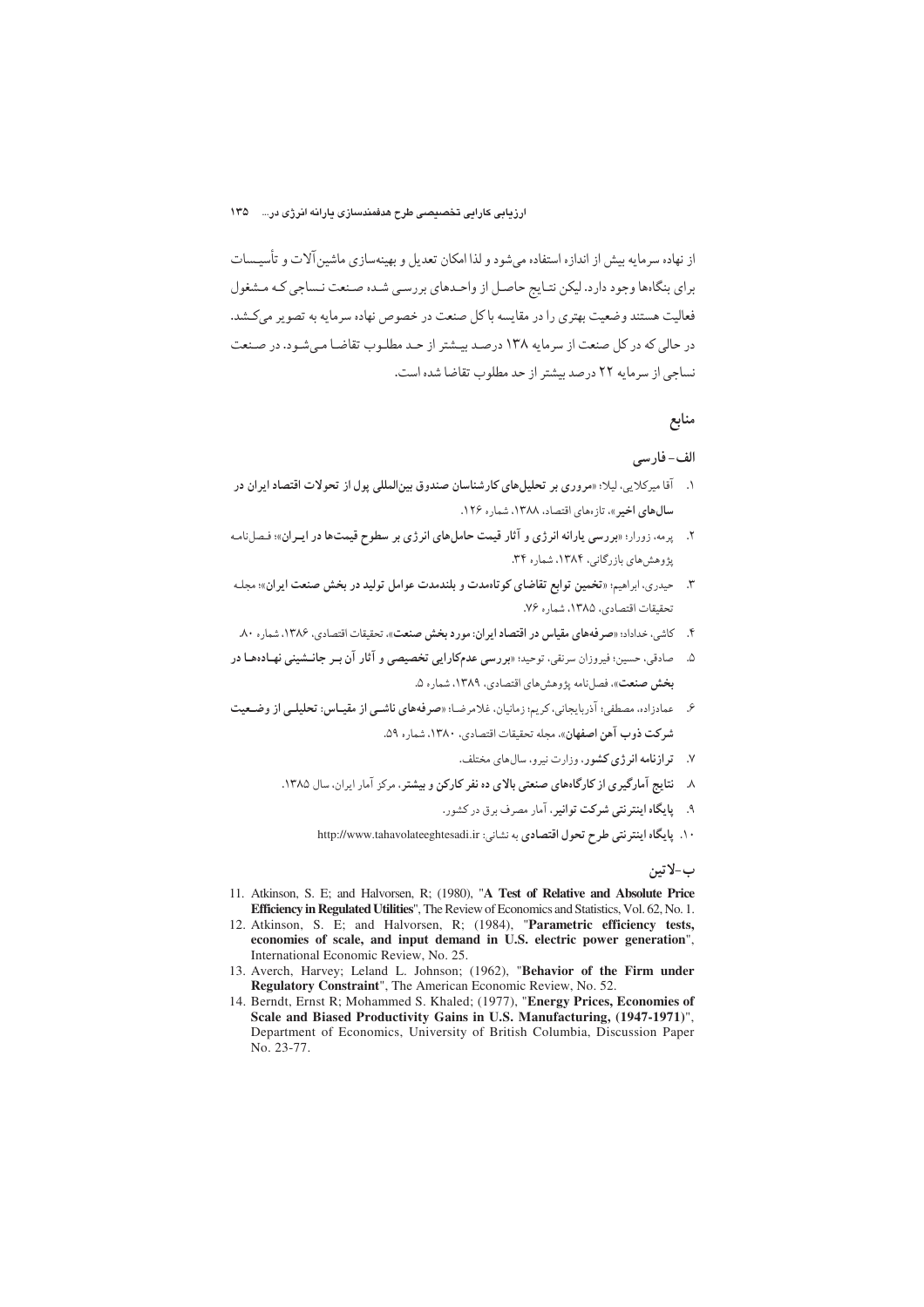از نهاده سرمایه بیش از اندازه استفاده می‌شود و لذا امکان تعدیل و بهینه‌سازی ماشین‌آلات و تأسیسات برای بنگاه‌ها وجود دارد. لیکن نتایج حاصل از واحدهای بررسی شده صنعت نساجی که مشغول فعالیت هستند وضعیت بهتری را در مقایسه با کل صنعت در خصوص نهاده سرمایه به تصویر می‌کشد. در حالی که در کل صنعت از سرمایه ۱۳۸ درصد بیشتر از حد مطلوب تقاضا می‌شود. در صنعت نساجی از سرمایه ۲۲ درصد بیشتر از حد مطلوب تقاضا شده است.

## منابع

### الف- فارسی

۱. آقا میرکلایی، لیلا؛ «**مروری بر تحلیل‌های کارشناسان صندوق بین‌المللی پول از تحولات اقتصاد ایران در سال‌های اخیر**»، تازه‌های اقتصاد، ۱۳۸۸، شماره ۱۲۶.

۲. پرمه، زورار؛ «**بررسی یارانه انرژی و آثار قیمت حامل‌های انرژی بر سطوح قیمت‌ها در ایران**»؛ فصلنامه پژوهش‌های بازرگانی، ۱۳۸۴، شماره ۳۴.

۳. حیدری، ابراهیم؛ «**تخمین توابع تقاضای کوتاه‌مدت و بلندمدت عوامل تولید در بخش صنعت ایران**»؛ مجله تحقیقات اقتصادی، ۱۳۸۵، شماره ۷۶.

۴. کاشی، خداداد؛ «**صرفه‌های مقیاس در اقتصاد ایران: مورد بخش صنعت**»، تحقیقات اقتصادی، ۱۳۸۶، شماره ۸۰.

۵. صادقی، حسین؛ فیروزان سرنقی، توحید؛ «**بررسی عدم‌کارایی تخصیصی و آثار آن بر جانشینی نهاده‌ها در بخش صنعت**»، فصلنامه پژوهش‌های اقتصادی، ۱۳۸۹، شماره ۵.

۶. عمادزاده، مصطفی؛ آذربایجانی، کریم؛ زمانیان، غلامرضا؛ «**صرفه‌های ناشی از مقیاس: تحلیلی از وضعیت شرکت ذوب آهن اصفهان**»، مجله تحقیقات اقتصادی، ۱۳۸۰، شماره ۵۹.

۷. **ترازنامه انرژی کشور**، وزارت نیرو، سال‌های مختلف.

۸. **نتایج آمارگیری از کارگاه‌های صنعتی بالای ده نفر کارکن و بیشتر**، مرکز آمار ایران، سال ۱۳۸۵.

۹. **پایگاه اینترنتی شرکت توانیر**، آمار مصرف برق در کشور.

۱۰. **پایگاه اینترنتی طرح تحول اقتصادی** به نشانی: http://www.tahavolateeghtesadi.ir

### ب- لاتین

11. Atkinson, S. E; and Halvorsen, R; (1980), "**A Test of Relative and Absolute Price Efficiency in Regulated Utilities**", The Review of Economics and Statistics, Vol. 62, No. 1.
12. Atkinson, S. E; and Halvorsen, R; (1984), "**Parametric efficiency tests, economies of scale, and input demand in U.S. electric power generation**", International Economic Review, No. 25.
13. Averch, Harvey; Leland L. Johnson; (1962), "**Behavior of the Firm under Regulatory Constraint**", The American Economic Review, No. 52.
14. Berndt, Ernst R; Mohammed S. Khaled; (1977), "**Energy Prices, Economies of Scale and Biased Productivity Gains in U.S. Manufacturing, (1947-1971)**", Department of Economics, University of British Columbia, Discussion Paper No. 23-77.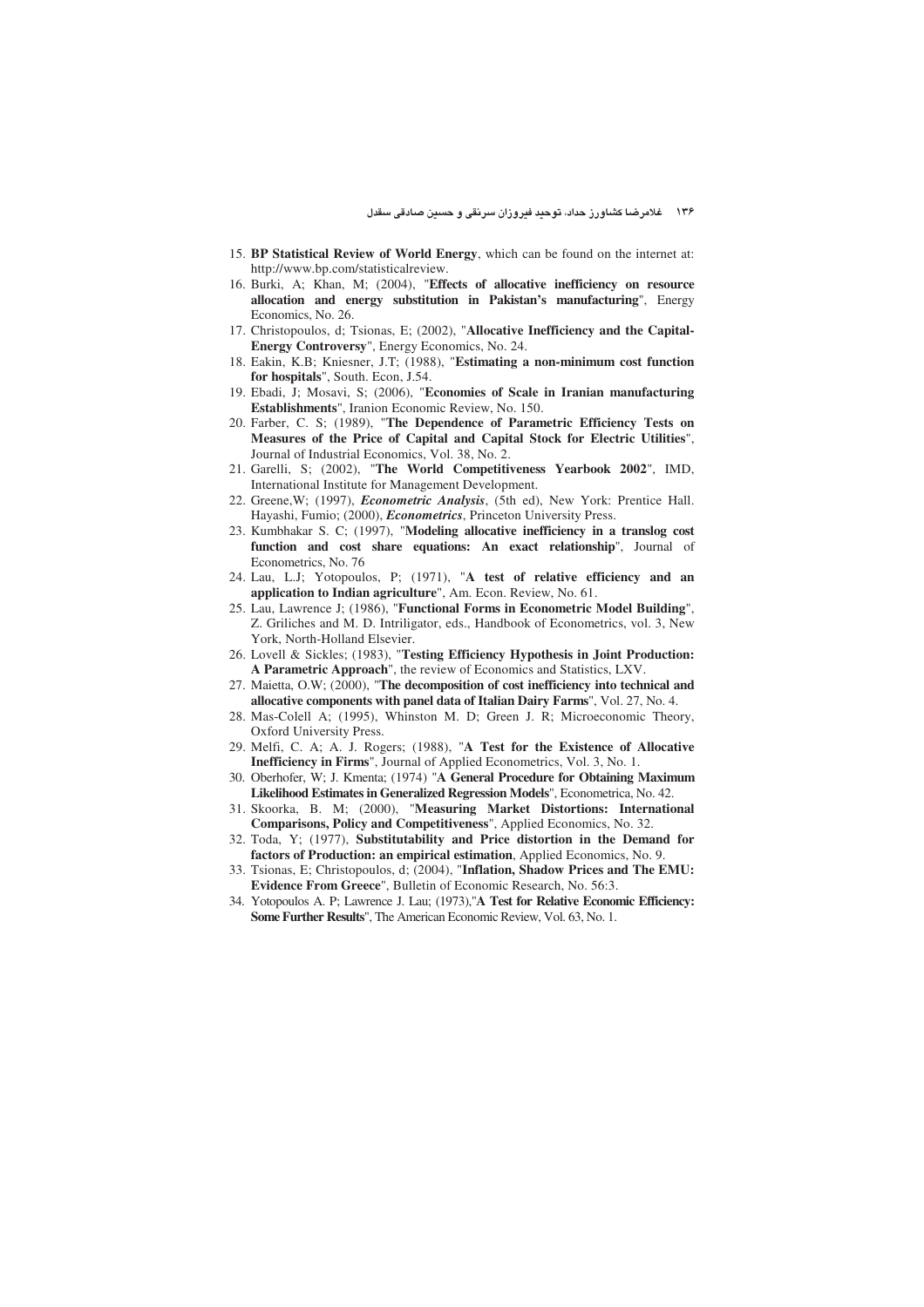15. **BP Statistical Review of World Energy**, which can be found on the internet at: http://www.bp.com/statisticalreview.
16. Burki, A; Khan, M; (2004), "**Effects of allocative inefficiency on resource allocation and energy substitution in Pakistan's manufacturing**", Energy Economics, No. 26.
17. Christopoulos, d; Tsionas, E; (2002), "**Allocative Inefficiency and the Capital-Energy Controversy**", Energy Economics, No. 24.
18. Eakin, K.B; Kniesner, J.T; (1988), "**Estimating a non-minimum cost function for hospitals**", South. Econ, J.54.
19. Ebadi, J; Mosavi, S; (2006), "**Economies of Scale in Iranian manufacturing Establishments**", Iranion Economic Review, No. 150.
20. Farber, C. S; (1989), "**The Dependence of Parametric Efficiency Tests on Measures of the Price of Capital and Capital Stock for Electric Utilities**", Journal of Industrial Economics, Vol. 38, No. 2.
21. Garelli, S; (2002), "**The World Competitiveness Yearbook 2002**", IMD, International Institute for Management Development.
22. Greene,W; (1997), ***Econometric Analysis***, (5th ed), New York: Prentice Hall. Hayashi, Fumio; (2000), ***Econometrics***, Princeton University Press.
23. Kumbhakar S. C; (1997), "**Modeling allocative inefficiency in a translog cost function and cost share equations: An exact relationship**", Journal of Econometrics, No. 76
24. Lau, L.J; Yotopoulos, P; (1971), "**A test of relative efficiency and an application to Indian agriculture**", Am. Econ. Review, No. 61.
25. Lau, Lawrence J; (1986), "**Functional Forms in Econometric Model Building**", Z. Griliches and M. D. Intriligator, eds., Handbook of Econometrics, vol. 3, New York, North-Holland Elsevier.
26. Lovell & Sickles; (1983), "**Testing Efficiency Hypothesis in Joint Production: A Parametric Approach**", the review of Economics and Statistics, LXV.
27. Maietta, O.W; (2000), "**The decomposition of cost inefficiency into technical and allocative components with panel data of Italian Dairy Farms**", Vol. 27, No. 4.
28. Mas-Colell A; (1995), Whinston M. D; Green J. R; Microeconomic Theory, Oxford University Press.
29. Melfi, C. A; A. J. Rogers; (1988), "**A Test for the Existence of Allocative Inefficiency in Firms**", Journal of Applied Econometrics, Vol. 3, No. 1.
30. Oberhofer, W; J. Kmenta; (1974) "**A General Procedure for Obtaining Maximum Likelihood Estimates in Generalized Regression Models**", Econometrica, No. 42.
31. Skoorka, B. M; (2000), "**Measuring Market Distortions: International Comparisons, Policy and Competitiveness**", Applied Economics, No. 32.
32. Toda, Y; (1977), **Substitutability and Price distortion in the Demand for factors of Production: an empirical estimation**, Applied Economics, No. 9.
33. Tsionas, E; Christopoulos, d; (2004), "**Inflation, Shadow Prices and The EMU: Evidence From Greece**", Bulletin of Economic Research, No. 56:3.
34. Yotopoulos A. P; Lawrence J. Lau; (1973),"**A Test for Relative Economic Efficiency: Some Further Results**", The American Economic Review, Vol. 63, No. 1.